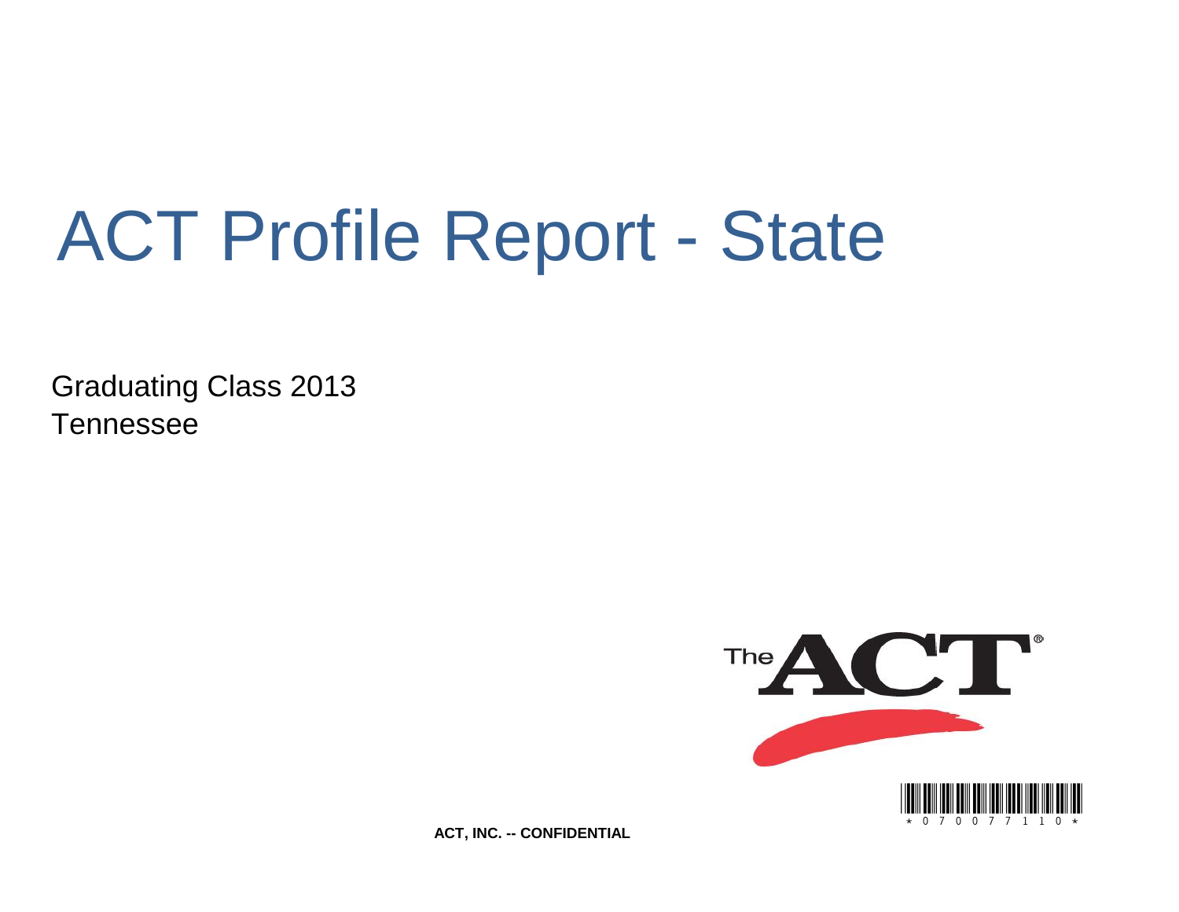# ACT Profile Report - State

Graduating Class 2013
Tennessee

ACT, INC. -- CONFIDENTIAL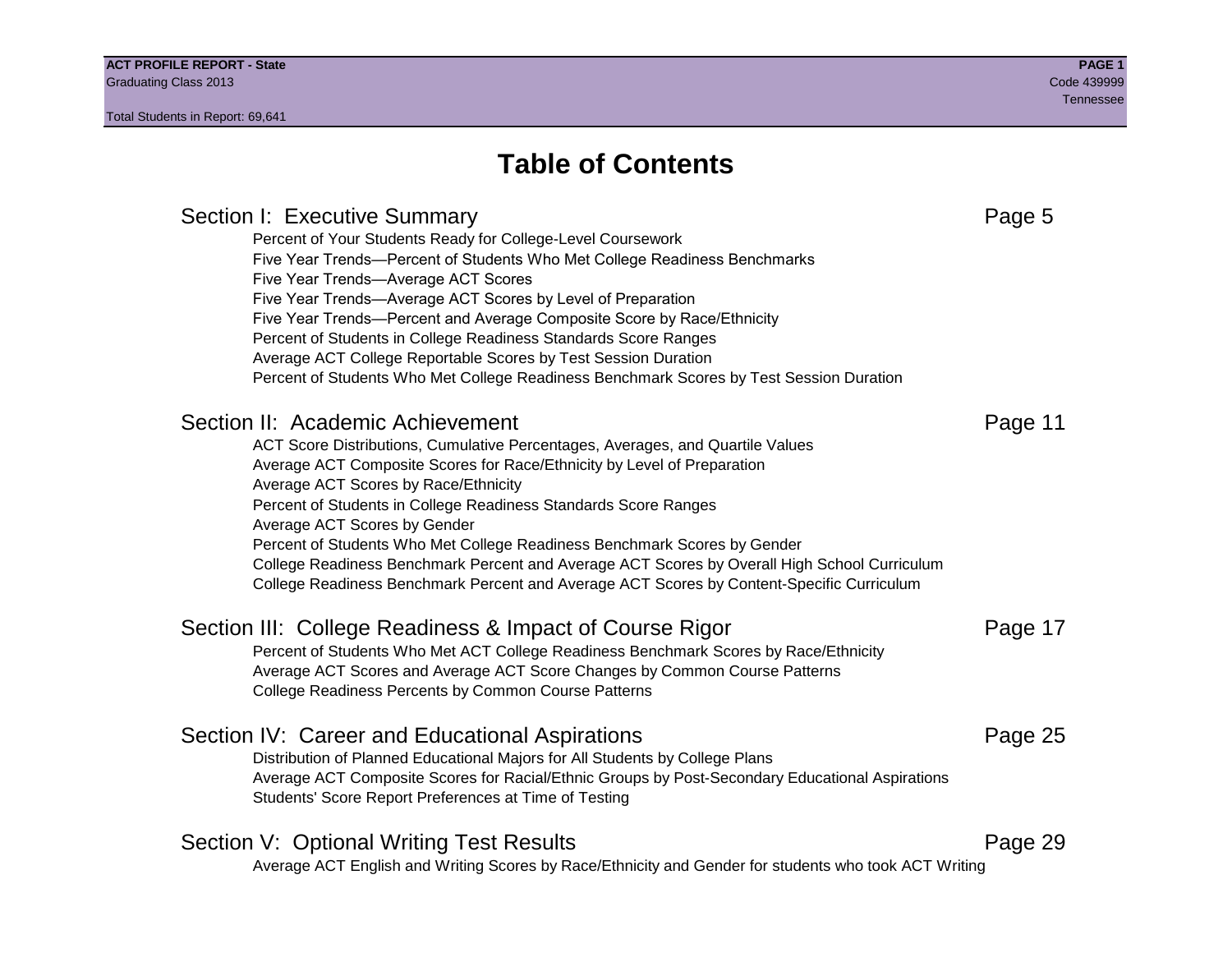# Table of Contents

## Section I: Executive Summary — Page 5

- Percent of Your Students Ready for College-Level Coursework
- Five Year Trends—Percent of Students Who Met College Readiness Benchmarks
- Five Year Trends—Average ACT Scores
- Five Year Trends—Average ACT Scores by Level of Preparation
- Five Year Trends—Percent and Average Composite Score by Race/Ethnicity
- Percent of Students in College Readiness Standards Score Ranges
- Average ACT College Reportable Scores by Test Session Duration
- Percent of Students Who Met College Readiness Benchmark Scores by Test Session Duration

## Section II: Academic Achievement — Page 11

- ACT Score Distributions, Cumulative Percentages, Averages, and Quartile Values
- Average ACT Composite Scores for Race/Ethnicity by Level of Preparation
- Average ACT Scores by Race/Ethnicity
- Percent of Students in College Readiness Standards Score Ranges
- Average ACT Scores by Gender
- Percent of Students Who Met College Readiness Benchmark Scores by Gender
- College Readiness Benchmark Percent and Average ACT Scores by Overall High School Curriculum
- College Readiness Benchmark Percent and Average ACT Scores by Content-Specific Curriculum

## Section III: College Readiness & Impact of Course Rigor — Page 17

- Percent of Students Who Met ACT College Readiness Benchmark Scores by Race/Ethnicity
- Average ACT Scores and Average ACT Score Changes by Common Course Patterns
- College Readiness Percents by Common Course Patterns

## Section IV: Career and Educational Aspirations — Page 25

- Distribution of Planned Educational Majors for All Students by College Plans
- Average ACT Composite Scores for Racial/Ethnic Groups by Post-Secondary Educational Aspirations
- Students' Score Report Preferences at Time of Testing

## Section V: Optional Writing Test Results — Page 29

- Average ACT English and Writing Scores by Race/Ethnicity and Gender for students who took ACT Writing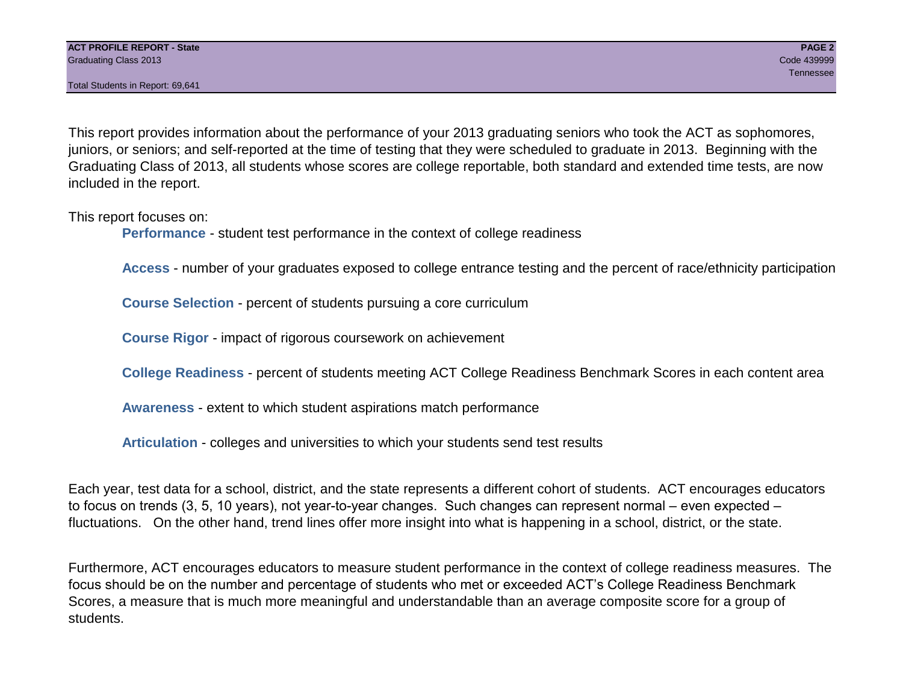This report provides information about the performance of your 2013 graduating seniors who took the ACT as sophomores, juniors, or seniors; and self-reported at the time of testing that they were scheduled to graduate in 2013. Beginning with the Graduating Class of 2013, all students whose scores are college reportable, both standard and extended time tests, are now included in the report.

This report focuses on:

- **Performance** - student test performance in the context of college readiness
- **Access** - number of your graduates exposed to college entrance testing and the percent of race/ethnicity participation
- **Course Selection** - percent of students pursuing a core curriculum
- **Course Rigor** - impact of rigorous coursework on achievement
- **College Readiness** - percent of students meeting ACT College Readiness Benchmark Scores in each content area
- **Awareness** - extent to which student aspirations match performance
- **Articulation** - colleges and universities to which your students send test results

Each year, test data for a school, district, and the state represents a different cohort of students. ACT encourages educators to focus on trends (3, 5, 10 years), not year-to-year changes. Such changes can represent normal – even expected – fluctuations. On the other hand, trend lines offer more insight into what is happening in a school, district, or the state.

Furthermore, ACT encourages educators to measure student performance in the context of college readiness measures. The focus should be on the number and percentage of students who met or exceeded ACT's College Readiness Benchmark Scores, a measure that is much more meaningful and understandable than an average composite score for a group of students.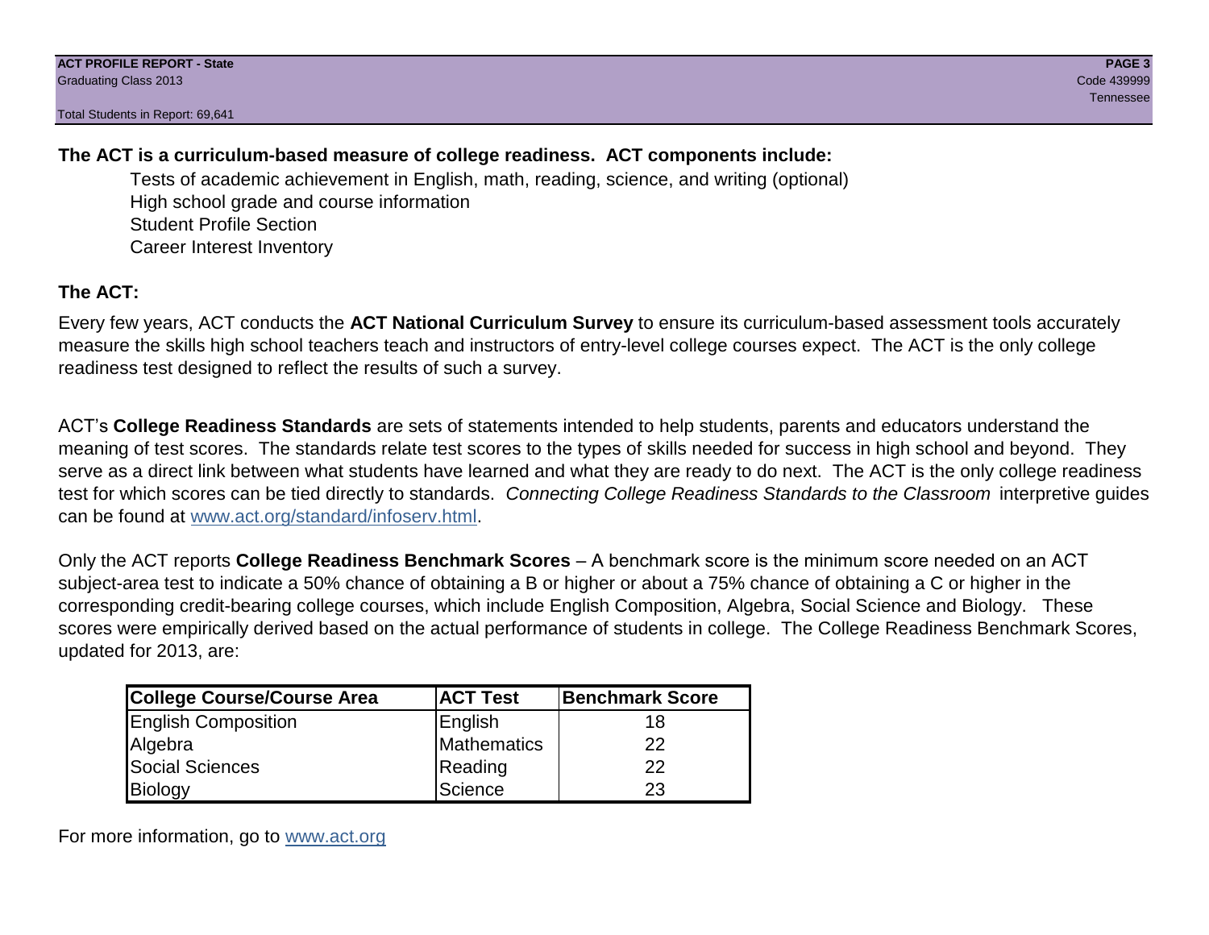**The ACT is a curriculum-based measure of college readiness. ACT components include:**

- Tests of academic achievement in English, math, reading, science, and writing (optional)
- High school grade and course information
- Student Profile Section
- Career Interest Inventory

**The ACT:**

Every few years, ACT conducts the **ACT National Curriculum Survey** to ensure its curriculum-based assessment tools accurately measure the skills high school teachers teach and instructors of entry-level college courses expect. The ACT is the only college readiness test designed to reflect the results of such a survey.

ACT's **College Readiness Standards** are sets of statements intended to help students, parents and educators understand the meaning of test scores. The standards relate test scores to the types of skills needed for success in high school and beyond. They serve as a direct link between what students have learned and what they are ready to do next. The ACT is the only college readiness test for which scores can be tied directly to standards. *Connecting College Readiness Standards to the Classroom* interpretive guides can be found at www.act.org/standard/infoserv.html.

Only the ACT reports **College Readiness Benchmark Scores** – A benchmark score is the minimum score needed on an ACT subject-area test to indicate a 50% chance of obtaining a B or higher or about a 75% chance of obtaining a C or higher in the corresponding credit-bearing college courses, which include English Composition, Algebra, Social Science and Biology. These scores were empirically derived based on the actual performance of students in college. The College Readiness Benchmark Scores, updated for 2013, are:

| College Course/Course Area | ACT Test | Benchmark Score |
|---|---|---|
| English Composition | English | 18 |
| Algebra | Mathematics | 22 |
| Social Sciences | Reading | 22 |
| Biology | Science | 23 |

For more information, go to www.act.org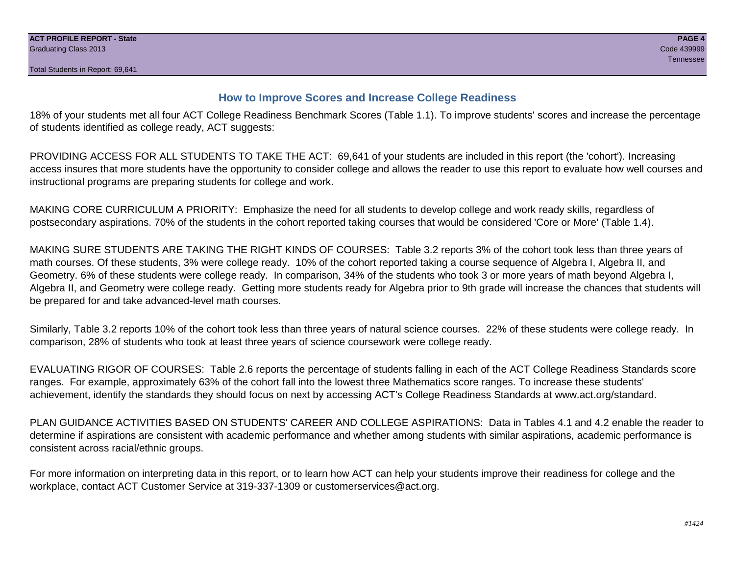## How to Improve Scores and Increase College Readiness

18% of your students met all four ACT College Readiness Benchmark Scores (Table 1.1). To improve students' scores and increase the percentage of students identified as college ready, ACT suggests:

PROVIDING ACCESS FOR ALL STUDENTS TO TAKE THE ACT: 69,641 of your students are included in this report (the 'cohort'). Increasing access insures that more students have the opportunity to consider college and allows the reader to use this report to evaluate how well courses and instructional programs are preparing students for college and work.

MAKING CORE CURRICULUM A PRIORITY: Emphasize the need for all students to develop college and work ready skills, regardless of postsecondary aspirations. 70% of the students in the cohort reported taking courses that would be considered 'Core or More' (Table 1.4).

MAKING SURE STUDENTS ARE TAKING THE RIGHT KINDS OF COURSES: Table 3.2 reports 3% of the cohort took less than three years of math courses. Of these students, 3% were college ready. 10% of the cohort reported taking a course sequence of Algebra I, Algebra II, and Geometry. 6% of these students were college ready. In comparison, 34% of the students who took 3 or more years of math beyond Algebra I, Algebra II, and Geometry were college ready. Getting more students ready for Algebra prior to 9th grade will increase the chances that students will be prepared for and take advanced-level math courses.

Similarly, Table 3.2 reports 10% of the cohort took less than three years of natural science courses. 22% of these students were college ready. In comparison, 28% of students who took at least three years of science coursework were college ready.

EVALUATING RIGOR OF COURSES: Table 2.6 reports the percentage of students falling in each of the ACT College Readiness Standards score ranges. For example, approximately 63% of the cohort fall into the lowest three Mathematics score ranges. To increase these students' achievement, identify the standards they should focus on next by accessing ACT's College Readiness Standards at www.act.org/standard.

PLAN GUIDANCE ACTIVITIES BASED ON STUDENTS' CAREER AND COLLEGE ASPIRATIONS: Data in Tables 4.1 and 4.2 enable the reader to determine if aspirations are consistent with academic performance and whether among students with similar aspirations, academic performance is consistent across racial/ethnic groups.

For more information on interpreting data in this report, or to learn how ACT can help your students improve their readiness for college and the workplace, contact ACT Customer Service at 319-337-1309 or customerservices@act.org.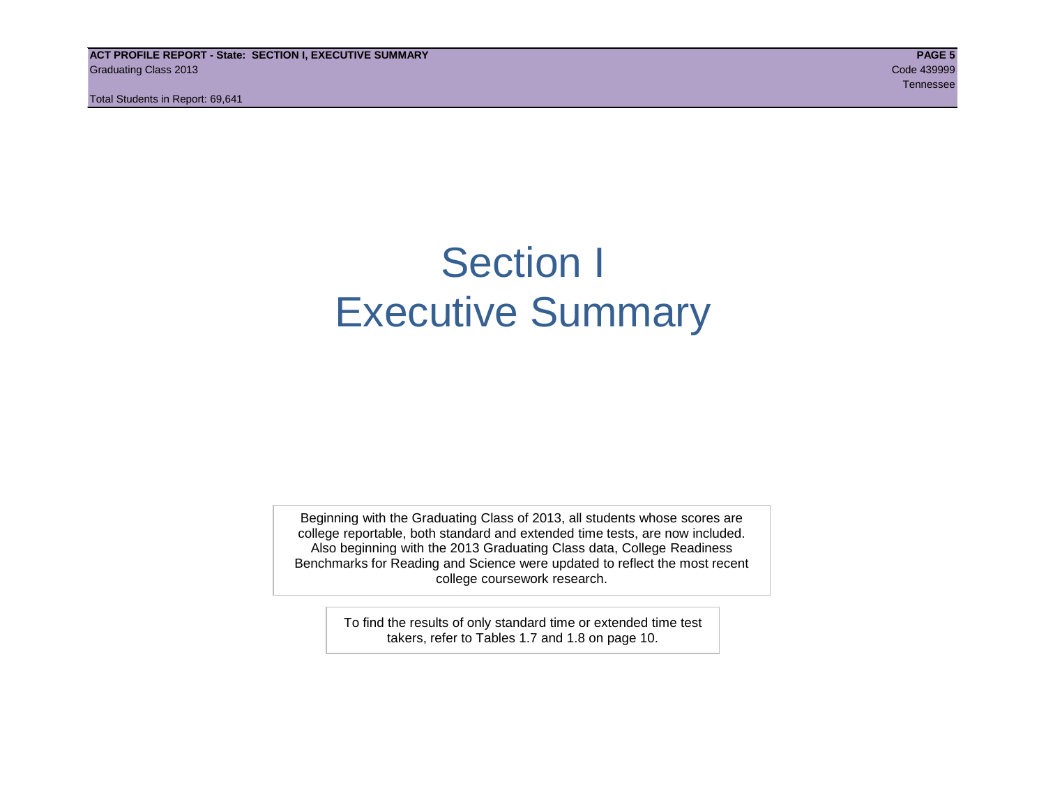# Section I
# Executive Summary

Beginning with the Graduating Class of 2013, all students whose scores are college reportable, both standard and extended time tests, are now included. Also beginning with the 2013 Graduating Class data, College Readiness Benchmarks for Reading and Science were updated to reflect the most recent college coursework research.

To find the results of only standard time or extended time test takers, refer to Tables 1.7 and 1.8 on page 10.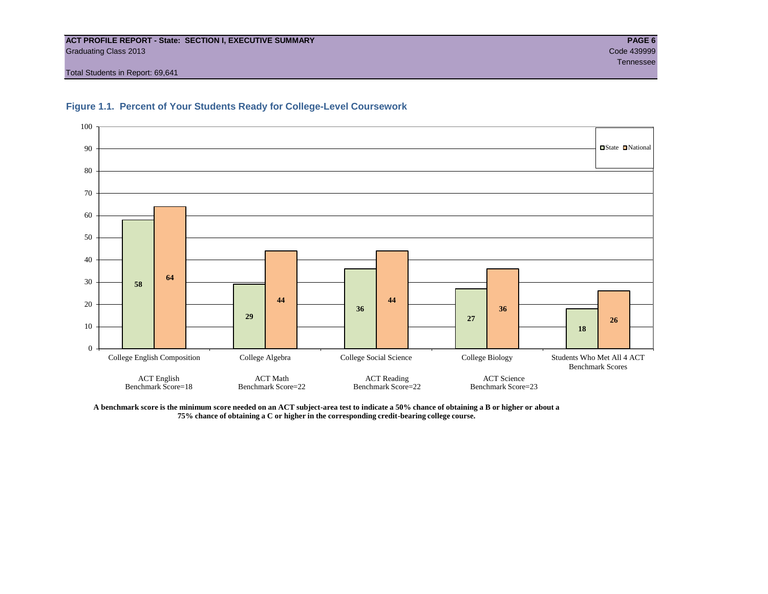ACT PROFILE REPORT - State: SECTION I, EXECUTIVE SUMMARY

Graduating Class 2013

Code 439999

Tennessee

Total Students in Report: 69,641

## Figure 1.1. Percent of Your Students Ready for College-Level Coursework

| | College English Composition | College Algebra | College Social Science | College Biology | Students Who Met All 4 ACT Benchmark Scores |
|---|---|---|---|---|---|
| State | 58 | 29 | 36 | 27 | 18 |
| National | 64 | 44 | 44 | 36 | 26 |

| College English Composition | College Algebra | College Social Science | College Biology |
|---|---|---|---|
| ACT English Benchmark Score=18 | ACT Math Benchmark Score=22 | ACT Reading Benchmark Score=22 | ACT Science Benchmark Score=23 |

**A benchmark score is the minimum score needed on an ACT subject-area test to indicate a 50% chance of obtaining a B or higher or about a 75% chance of obtaining a C or higher in the corresponding credit-bearing college course.**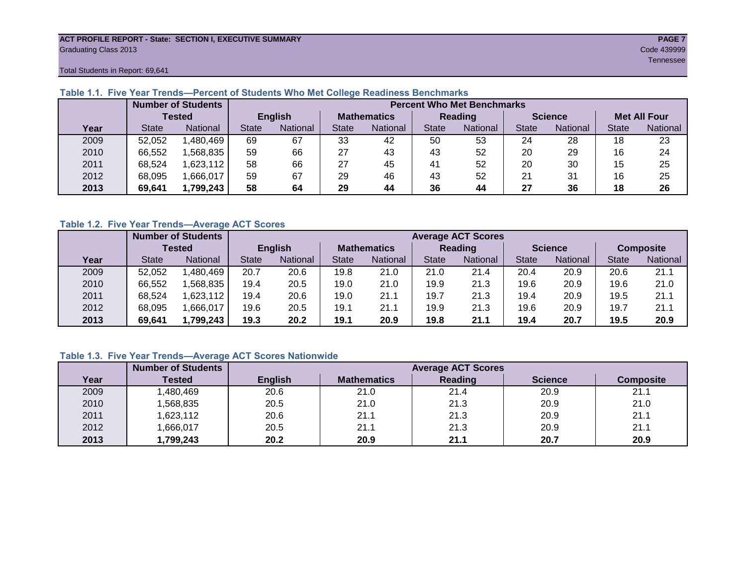ACT PROFILE REPORT - State: SECTION I, EXECUTIVE SUMMARY
Graduating Class 2013
Code 439999
Tennessee

Total Students in Report: 69,641

### Table 1.1. Five Year Trends—Percent of Students Who Met College Readiness Benchmarks

| | Number of Students Tested | | Percent Who Met Benchmarks | | | | | | | | | |
|---|---|---|---|---|---|---|---|---|---|---|---|---|
| | | | English | | Mathematics | | Reading | | Science | | Met All Four | |
| Year | State | National | State | National | State | National | State | National | State | National | State | National |
| 2009 | 52,052 | 1,480,469 | 69 | 67 | 33 | 42 | 50 | 53 | 24 | 28 | 18 | 23 |
| 2010 | 66,552 | 1,568,835 | 59 | 66 | 27 | 43 | 43 | 52 | 20 | 29 | 16 | 24 |
| 2011 | 68,524 | 1,623,112 | 58 | 66 | 27 | 45 | 41 | 52 | 20 | 30 | 15 | 25 |
| 2012 | 68,095 | 1,666,017 | 59 | 67 | 29 | 46 | 43 | 52 | 21 | 31 | 16 | 25 |
| **2013** | **69,641** | **1,799,243** | **58** | **64** | **29** | **44** | **36** | **44** | **27** | **36** | **18** | **26** |

### Table 1.2. Five Year Trends—Average ACT Scores

| | Number of Students Tested | | Average ACT Scores | | | | | | | | | |
|---|---|---|---|---|---|---|---|---|---|---|---|---|
| | | | English | | Mathematics | | Reading | | Science | | Composite | |
| Year | State | National | State | National | State | National | State | National | State | National | State | National |
| 2009 | 52,052 | 1,480,469 | 20.7 | 20.6 | 19.8 | 21.0 | 21.0 | 21.4 | 20.4 | 20.9 | 20.6 | 21.1 |
| 2010 | 66,552 | 1,568,835 | 19.4 | 20.5 | 19.0 | 21.0 | 19.9 | 21.3 | 19.6 | 20.9 | 19.6 | 21.0 |
| 2011 | 68,524 | 1,623,112 | 19.4 | 20.6 | 19.0 | 21.1 | 19.7 | 21.3 | 19.4 | 20.9 | 19.5 | 21.1 |
| 2012 | 68,095 | 1,666,017 | 19.6 | 20.5 | 19.1 | 21.1 | 19.9 | 21.3 | 19.6 | 20.9 | 19.7 | 21.1 |
| **2013** | **69,641** | **1,799,243** | **19.3** | **20.2** | **19.1** | **20.9** | **19.8** | **21.1** | **19.4** | **20.7** | **19.5** | **20.9** |

### Table 1.3. Five Year Trends—Average ACT Scores Nationwide

| | Number of Students | Average ACT Scores | | | | |
|---|---|---|---|---|---|---|
| Year | Tested | English | Mathematics | Reading | Science | Composite |
| 2009 | 1,480,469 | 20.6 | 21.0 | 21.4 | 20.9 | 21.1 |
| 2010 | 1,568,835 | 20.5 | 21.0 | 21.3 | 20.9 | 21.0 |
| 2011 | 1,623,112 | 20.6 | 21.1 | 21.3 | 20.9 | 21.1 |
| 2012 | 1,666,017 | 20.5 | 21.1 | 21.3 | 20.9 | 21.1 |
| **2013** | **1,799,243** | **20.2** | **20.9** | **21.1** | **20.7** | **20.9** |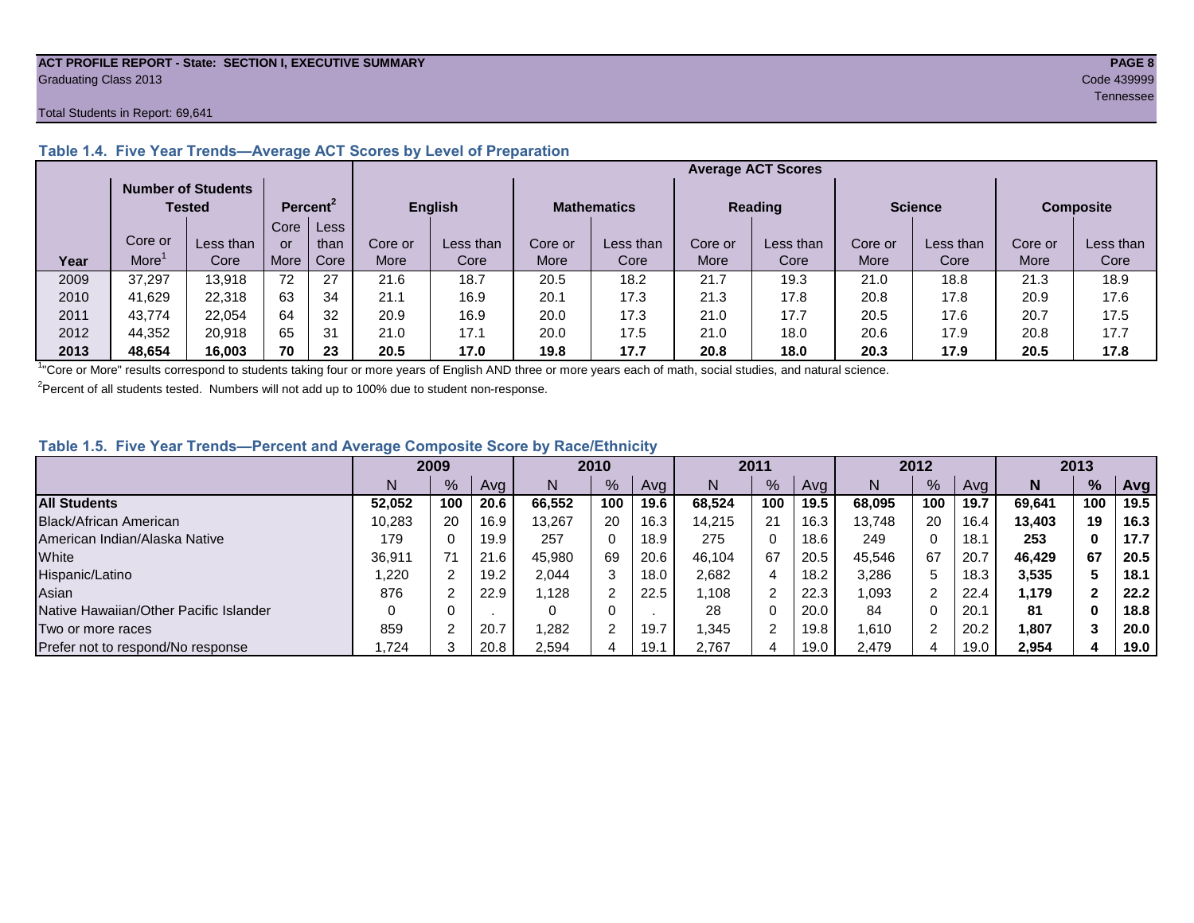ACT PROFILE REPORT - State: SECTION I, EXECUTIVE SUMMARY
Graduating Class 2013

Code 439999
Tennessee

Total Students in Report: 69,641

### Table 1.4. Five Year Trends—Average ACT Scores by Level of Preparation

| Year | Number of Students Tested | | Percent[2] | | Average ACT Scores | | | | | | | | | |
|---|---|---|---|---|---|---|---|---|---|---|---|---|---|---|
| | | | | | English | | Mathematics | | Reading | | Science | | Composite | |
| | Core or More[1] | Less than Core | Core or More | Less than Core | Core or More | Less than Core | Core or More | Less than Core | Core or More | Less than Core | Core or More | Less than Core | Core or More | Less than Core |
| 2009 | 37,297 | 13,918 | 72 | 27 | 21.6 | 18.7 | 20.5 | 18.2 | 21.7 | 19.3 | 21.0 | 18.8 | 21.3 | 18.9 |
| 2010 | 41,629 | 22,318 | 63 | 34 | 21.1 | 16.9 | 20.1 | 17.3 | 21.3 | 17.8 | 20.8 | 17.8 | 20.9 | 17.6 |
| 2011 | 43,774 | 22,054 | 64 | 32 | 20.9 | 16.9 | 20.0 | 17.3 | 21.0 | 17.7 | 20.5 | 17.6 | 20.7 | 17.5 |
| 2012 | 44,352 | 20,918 | 65 | 31 | 21.0 | 17.1 | 20.0 | 17.5 | 21.0 | 18.0 | 20.6 | 17.9 | 20.8 | 17.7 |
| **2013** | **48,654** | **16,003** | **70** | **23** | **20.5** | **17.0** | **19.8** | **17.7** | **20.8** | **18.0** | **20.3** | **17.9** | **20.5** | **17.8** |

[1]"Core or More" results correspond to students taking four or more years of English AND three or more years each of math, social studies, and natural science.

[2]Percent of all students tested. Numbers will not add up to 100% due to student non-response.

### Table 1.5. Five Year Trends—Percent and Average Composite Score by Race/Ethnicity

| | 2009 | | | 2010 | | | 2011 | | | 2012 | | | 2013 | | |
|---|---|---|---|---|---|---|---|---|---|---|---|---|---|---|---|
| | N | % | Avg | N | % | Avg | N | % | Avg | N | % | Avg | **N** | **%** | **Avg** |
| **All Students** | **52,052** | **100** | **20.6** | **66,552** | **100** | **19.6** | **68,524** | **100** | **19.5** | **68,095** | **100** | **19.7** | **69,641** | **100** | **19.5** |
| Black/African American | 10,283 | 20 | 16.9 | 13,267 | 20 | 16.3 | 14,215 | 21 | 16.3 | 13,748 | 20 | 16.4 | **13,403** | **19** | **16.3** |
| American Indian/Alaska Native | 179 | 0 | 19.9 | 257 | 0 | 18.9 | 275 | 0 | 18.6 | 249 | 0 | 18.1 | **253** | **0** | **17.7** |
| White | 36,911 | 71 | 21.6 | 45,980 | 69 | 20.6 | 46,104 | 67 | 20.5 | 45,546 | 67 | 20.7 | **46,429** | **67** | **20.5** |
| Hispanic/Latino | 1,220 | 2 | 19.2 | 2,044 | 3 | 18.0 | 2,682 | 4 | 18.2 | 3,286 | 5 | 18.3 | **3,535** | **5** | **18.1** |
| Asian | 876 | 2 | 22.9 | 1,128 | 2 | 22.5 | 1,108 | 2 | 22.3 | 1,093 | 2 | 22.4 | **1,179** | **2** | **22.2** |
| Native Hawaiian/Other Pacific Islander | 0 | 0 | . | 0 | 0 | . | 28 | 0 | 20.0 | 84 | 0 | 20.1 | **81** | **0** | **18.8** |
| Two or more races | 859 | 2 | 20.7 | 1,282 | 2 | 19.7 | 1,345 | 2 | 19.8 | 1,610 | 2 | 20.2 | **1,807** | **3** | **20.0** |
| Prefer not to respond/No response | 1,724 | 3 | 20.8 | 2,594 | 4 | 19.1 | 2,767 | 4 | 19.0 | 2,479 | 4 | 19.0 | **2,954** | **4** | **19.0** |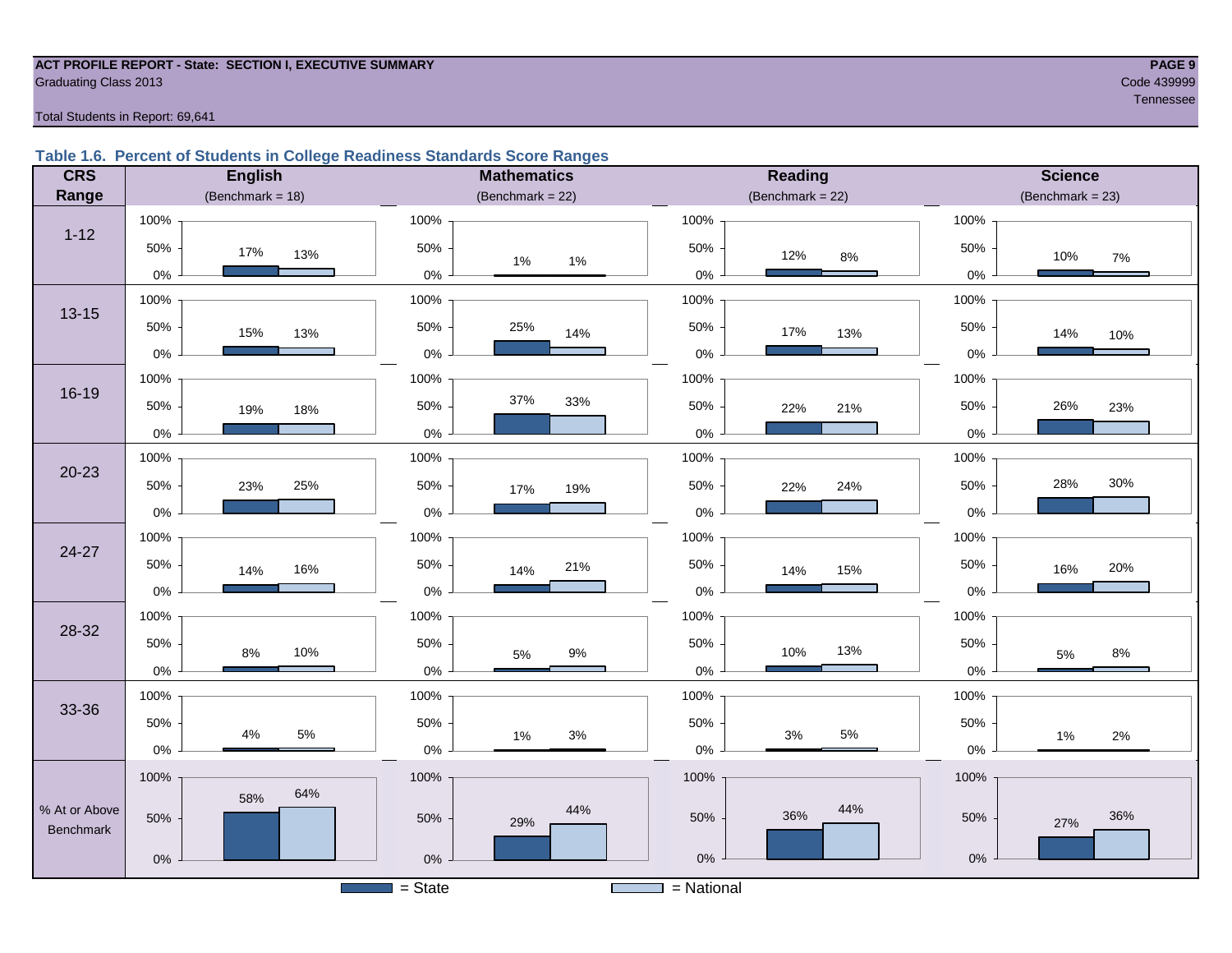ACT PROFILE REPORT - State: SECTION I, EXECUTIVE SUMMARY
Graduating Class 2013

Code 439999
Tennessee

Total Students in Report: 69,641

### Table 1.6. Percent of Students in College Readiness Standards Score Ranges

| CRS Range | English (Benchmark = 18) State | English National | Mathematics (Benchmark = 22) State | Mathematics National | Reading (Benchmark = 22) State | Reading National | Science (Benchmark = 23) State | Science National |
|---|---|---|---|---|---|---|---|---|
| 1-12 | 17% | 13% | 1% | 1% | 12% | 8% | 10% | 7% |
| 13-15 | 15% | 13% | 25% | 14% | 17% | 13% | 14% | 10% |
| 16-19 | 19% | 18% | 37% | 33% | 22% | 21% | 26% | 23% |
| 20-23 | 23% | 25% | 17% | 19% | 22% | 24% | 28% | 30% |
| 24-27 | 14% | 16% | 14% | 21% | 14% | 15% | 16% | 20% |
| 28-32 | 8% | 10% | 5% | 9% | 10% | 13% | 5% | 8% |
| 33-36 | 4% | 5% | 1% | 3% | 3% | 5% | 1% | 2% |
| % At or Above Benchmark | 58% | 64% | 29% | 44% | 36% | 44% | 27% | 36% |

■ = State ■ = National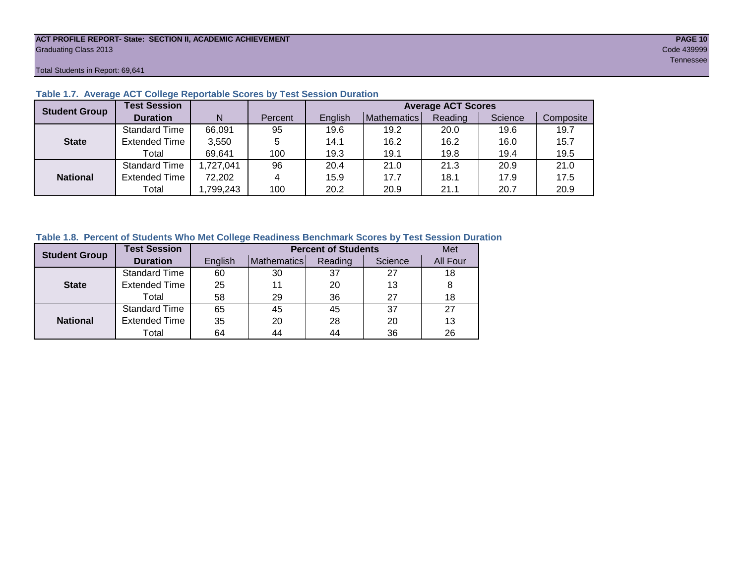ACT PROFILE REPORT- State: SECTION II, ACADEMIC ACHIEVEMENT

Graduating Class 2013

Code 439999

Tennessee

Total Students in Report: 69,641

### Table 1.7. Average ACT College Reportable Scores by Test Session Duration

| Student Group | Test Session Duration | N | Percent | Average ACT Scores | | | | |
|---|---|---|---|---|---|---|---|---|
| | | | | English | Mathematics | Reading | Science | Composite |
| State | Standard Time | 66,091 | 95 | 19.6 | 19.2 | 20.0 | 19.6 | 19.7 |
| | Extended Time | 3,550 | 5 | 14.1 | 16.2 | 16.2 | 16.0 | 15.7 |
| | Total | 69,641 | 100 | 19.3 | 19.1 | 19.8 | 19.4 | 19.5 |
| National | Standard Time | 1,727,041 | 96 | 20.4 | 21.0 | 21.3 | 20.9 | 21.0 |
| | Extended Time | 72,202 | 4 | 15.9 | 17.7 | 18.1 | 17.9 | 17.5 |
| | Total | 1,799,243 | 100 | 20.2 | 20.9 | 21.1 | 20.7 | 20.9 |

### Table 1.8. Percent of Students Who Met College Readiness Benchmark Scores by Test Session Duration

| Student Group | Test Session Duration | Percent of Students | | | | Met |
|---|---|---|---|---|---|---|
| | | English | Mathematics | Reading | Science | All Four |
| State | Standard Time | 60 | 30 | 37 | 27 | 18 |
| | Extended Time | 25 | 11 | 20 | 13 | 8 |
| | Total | 58 | 29 | 36 | 27 | 18 |
| National | Standard Time | 65 | 45 | 45 | 37 | 27 |
| | Extended Time | 35 | 20 | 28 | 20 | 13 |
| | Total | 64 | 44 | 44 | 36 | 26 |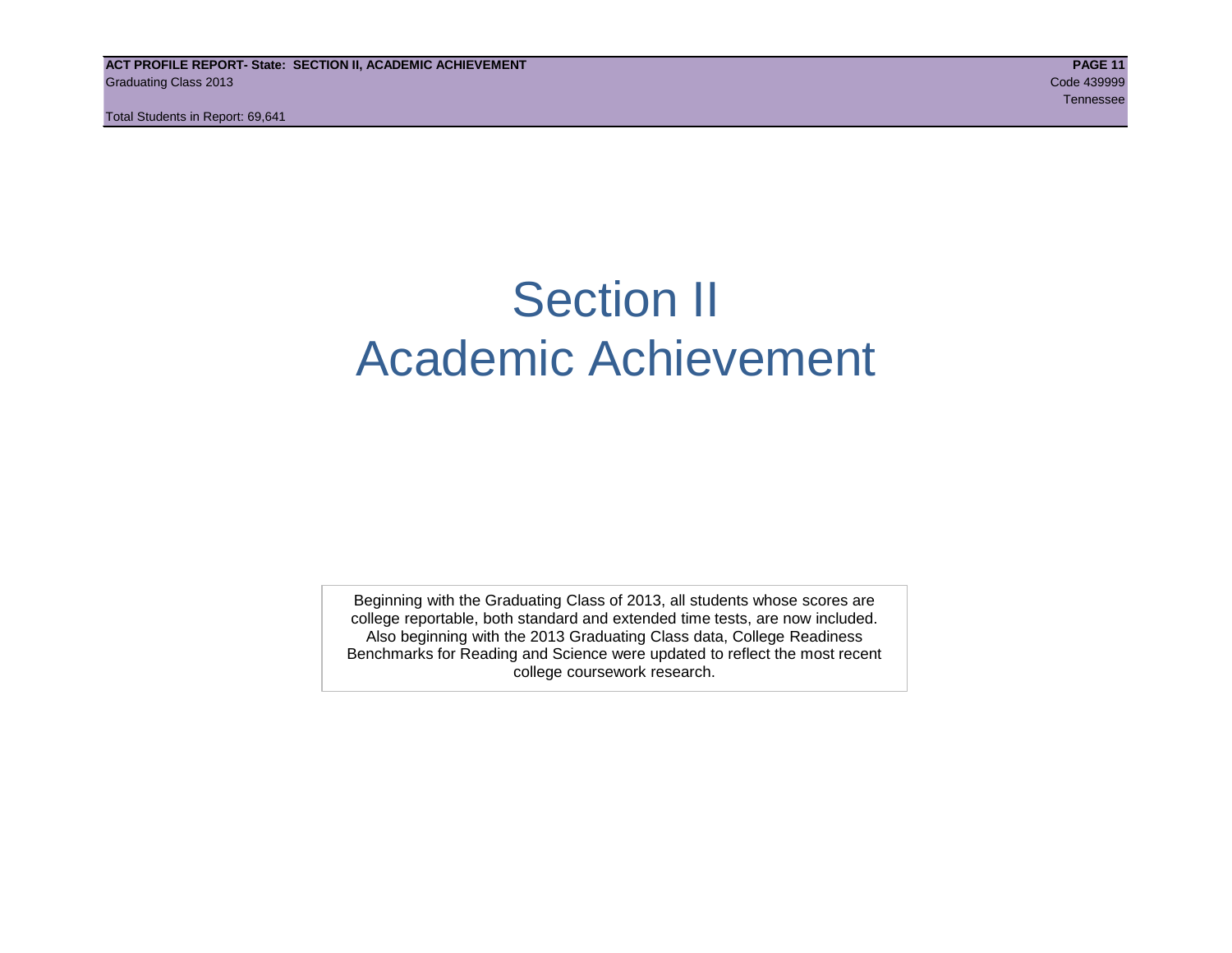# Section II
# Academic Achievement

Beginning with the Graduating Class of 2013, all students whose scores are college reportable, both standard and extended time tests, are now included. Also beginning with the 2013 Graduating Class data, College Readiness Benchmarks for Reading and Science were updated to reflect the most recent college coursework research.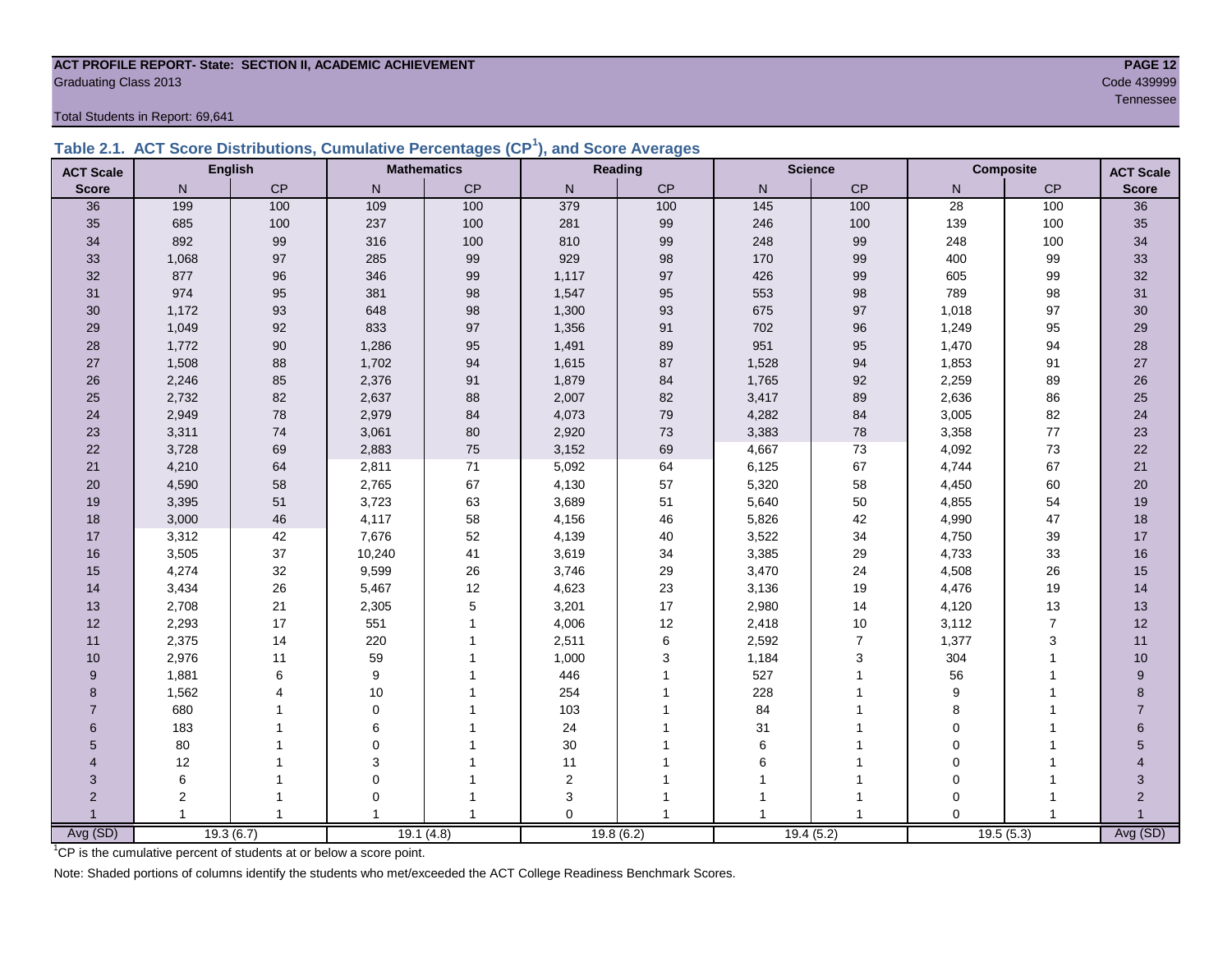**ACT PROFILE REPORT- State: SECTION II, ACADEMIC ACHIEVEMENT**
Graduating Class 2013
Code 439999
Tennessee

Total Students in Report: 69,641

### Table 2.1. ACT Score Distributions, Cumulative Percentages (CP[1]), and Score Averages

| ACT Scale | English | | Mathematics | | Reading | | Science | | Composite | | ACT Scale |
|---|---|---|---|---|---|---|---|---|---|---|---|
| Score | N | CP | N | CP | N | CP | N | CP | N | CP | Score |
| 36 | 199 | 100 | 109 | 100 | 379 | 100 | 145 | 100 | 28 | 100 | 36 |
| 35 | 685 | 100 | 237 | 100 | 281 | 99 | 246 | 100 | 139 | 100 | 35 |
| 34 | 892 | 99 | 316 | 100 | 810 | 99 | 248 | 99 | 248 | 100 | 34 |
| 33 | 1,068 | 97 | 285 | 99 | 929 | 98 | 170 | 99 | 400 | 99 | 33 |
| 32 | 877 | 96 | 346 | 99 | 1,117 | 97 | 426 | 99 | 605 | 99 | 32 |
| 31 | 974 | 95 | 381 | 98 | 1,547 | 95 | 553 | 98 | 789 | 98 | 31 |
| 30 | 1,172 | 93 | 648 | 98 | 1,300 | 93 | 675 | 97 | 1,018 | 97 | 30 |
| 29 | 1,049 | 92 | 833 | 97 | 1,356 | 91 | 702 | 96 | 1,249 | 95 | 29 |
| 28 | 1,772 | 90 | 1,286 | 95 | 1,491 | 89 | 951 | 95 | 1,470 | 94 | 28 |
| 27 | 1,508 | 88 | 1,702 | 94 | 1,615 | 87 | 1,528 | 94 | 1,853 | 91 | 27 |
| 26 | 2,246 | 85 | 2,376 | 91 | 1,879 | 84 | 1,765 | 92 | 2,259 | 89 | 26 |
| 25 | 2,732 | 82 | 2,637 | 88 | 2,007 | 82 | 3,417 | 89 | 2,636 | 86 | 25 |
| 24 | 2,949 | 78 | 2,979 | 84 | 4,073 | 79 | 4,282 | 84 | 3,005 | 82 | 24 |
| 23 | 3,311 | 74 | 3,061 | 80 | 2,920 | 73 | 3,383 | 78 | 3,358 | 77 | 23 |
| 22 | 3,728 | 69 | 2,883 | 75 | 3,152 | 69 | 4,667 | 73 | 4,092 | 73 | 22 |
| 21 | 4,210 | 64 | 2,811 | 71 | 5,092 | 64 | 6,125 | 67 | 4,744 | 67 | 21 |
| 20 | 4,590 | 58 | 2,765 | 67 | 4,130 | 57 | 5,320 | 58 | 4,450 | 60 | 20 |
| 19 | 3,395 | 51 | 3,723 | 63 | 3,689 | 51 | 5,640 | 50 | 4,855 | 54 | 19 |
| 18 | 3,000 | 46 | 4,117 | 58 | 4,156 | 46 | 5,826 | 42 | 4,990 | 47 | 18 |
| 17 | 3,312 | 42 | 7,676 | 52 | 4,139 | 40 | 3,522 | 34 | 4,750 | 39 | 17 |
| 16 | 3,505 | 37 | 10,240 | 41 | 3,619 | 34 | 3,385 | 29 | 4,733 | 33 | 16 |
| 15 | 4,274 | 32 | 9,599 | 26 | 3,746 | 29 | 3,470 | 24 | 4,508 | 26 | 15 |
| 14 | 3,434 | 26 | 5,467 | 12 | 4,623 | 23 | 3,136 | 19 | 4,476 | 19 | 14 |
| 13 | 2,708 | 21 | 2,305 | 5 | 3,201 | 17 | 2,980 | 14 | 4,120 | 13 | 13 |
| 12 | 2,293 | 17 | 551 | 1 | 4,006 | 12 | 2,418 | 10 | 3,112 | 7 | 12 |
| 11 | 2,375 | 14 | 220 | 1 | 2,511 | 6 | 2,592 | 7 | 1,377 | 3 | 11 |
| 10 | 2,976 | 11 | 59 | 1 | 1,000 | 3 | 1,184 | 3 | 304 | 1 | 10 |
| 9 | 1,881 | 6 | 9 | 1 | 446 | 1 | 527 | 1 | 56 | 1 | 9 |
| 8 | 1,562 | 4 | 10 | 1 | 254 | 1 | 228 | 1 | 9 | 1 | 8 |
| 7 | 680 | 1 | 0 | 1 | 103 | 1 | 84 | 1 | 8 | 1 | 7 |
| 6 | 183 | 1 | 6 | 1 | 24 | 1 | 31 | 1 | 0 | 1 | 6 |
| 5 | 80 | 1 | 0 | 1 | 30 | 1 | 6 | 1 | 0 | 1 | 5 |
| 4 | 12 | 1 | 3 | 1 | 11 | 1 | 6 | 1 | 0 | 1 | 4 |
| 3 | 6 | 1 | 0 | 1 | 2 | 1 | 1 | 1 | 0 | 1 | 3 |
| 2 | 2 | 1 | 0 | 1 | 3 | 1 | 1 | 1 | 0 | 1 | 2 |
| 1 | 1 | 1 | 1 | 1 | 0 | 1 | 1 | 1 | 0 | 1 | 1 |
| Avg (SD) | 19.3 (6.7) | | 19.1 (4.8) | | 19.8 (6.2) | | 19.4 (5.2) | | 19.5 (5.3) | | Avg (SD) |

[1]CP is the cumulative percent of students at or below a score point.

Note: Shaded portions of columns identify the students who met/exceeded the ACT College Readiness Benchmark Scores.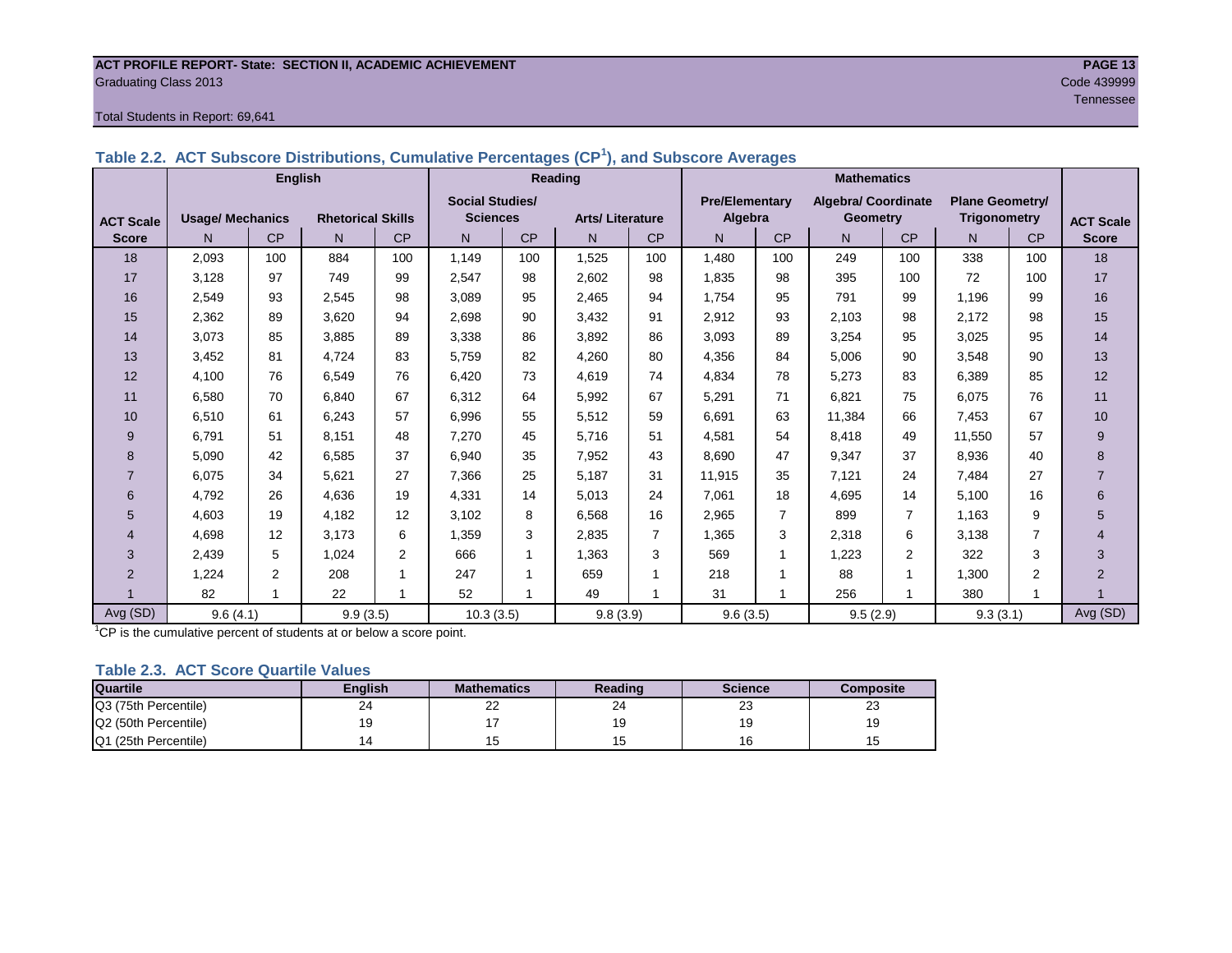ACT PROFILE REPORT- State: SECTION II, ACADEMIC ACHIEVEMENT
Graduating Class 2013
Code 439999
Tennessee

Total Students in Report: 69,641

### Table 2.2. ACT Subscore Distributions, Cumulative Percentages (CP[1]), and Subscore Averages

| ACT Scale Score | English | | | | Reading | | | | Mathematics | | | | | | ACT Scale Score |
|---|---|---|---|---|---|---|---|---|---|---|---|---|---|---|---|
| | Usage/ Mechanics | | Rhetorical Skills | | Social Studies/ Sciences | | Arts/ Literature | | Pre/Elementary Algebra | | Algebra/ Coordinate Geometry | | Plane Geometry/ Trigonometry | | |
| | N | CP | N | CP | N | CP | N | CP | N | CP | N | CP | N | CP | |
| 18 | 2,093 | 100 | 884 | 100 | 1,149 | 100 | 1,525 | 100 | 1,480 | 100 | 249 | 100 | 338 | 100 | 18 |
| 17 | 3,128 | 97 | 749 | 99 | 2,547 | 98 | 2,602 | 98 | 1,835 | 98 | 395 | 100 | 72 | 100 | 17 |
| 16 | 2,549 | 93 | 2,545 | 98 | 3,089 | 95 | 2,465 | 94 | 1,754 | 95 | 791 | 99 | 1,196 | 99 | 16 |
| 15 | 2,362 | 89 | 3,620 | 94 | 2,698 | 90 | 3,432 | 91 | 2,912 | 93 | 2,103 | 98 | 2,172 | 98 | 15 |
| 14 | 3,073 | 85 | 3,885 | 89 | 3,338 | 86 | 3,892 | 86 | 3,093 | 89 | 3,254 | 95 | 3,025 | 95 | 14 |
| 13 | 3,452 | 81 | 4,724 | 83 | 5,759 | 82 | 4,260 | 80 | 4,356 | 84 | 5,006 | 90 | 3,548 | 90 | 13 |
| 12 | 4,100 | 76 | 6,549 | 76 | 6,420 | 73 | 4,619 | 74 | 4,834 | 78 | 5,273 | 83 | 6,389 | 85 | 12 |
| 11 | 6,580 | 70 | 6,840 | 67 | 6,312 | 64 | 5,992 | 67 | 5,291 | 71 | 6,821 | 75 | 6,075 | 76 | 11 |
| 10 | 6,510 | 61 | 6,243 | 57 | 6,996 | 55 | 5,512 | 59 | 6,691 | 63 | 11,384 | 66 | 7,453 | 67 | 10 |
| 9 | 6,791 | 51 | 8,151 | 48 | 7,270 | 45 | 5,716 | 51 | 4,581 | 54 | 8,418 | 49 | 11,550 | 57 | 9 |
| 8 | 5,090 | 42 | 6,585 | 37 | 6,940 | 35 | 7,952 | 43 | 8,690 | 47 | 9,347 | 37 | 8,936 | 40 | 8 |
| 7 | 6,075 | 34 | 5,621 | 27 | 7,366 | 25 | 5,187 | 31 | 11,915 | 35 | 7,121 | 24 | 7,484 | 27 | 7 |
| 6 | 4,792 | 26 | 4,636 | 19 | 4,331 | 14 | 5,013 | 24 | 7,061 | 18 | 4,695 | 14 | 5,100 | 16 | 6 |
| 5 | 4,603 | 19 | 4,182 | 12 | 3,102 | 8 | 6,568 | 16 | 2,965 | 7 | 899 | 7 | 1,163 | 9 | 5 |
| 4 | 4,698 | 12 | 3,173 | 6 | 1,359 | 3 | 2,835 | 7 | 1,365 | 3 | 2,318 | 6 | 3,138 | 7 | 4 |
| 3 | 2,439 | 5 | 1,024 | 2 | 666 | 1 | 1,363 | 3 | 569 | 1 | 1,223 | 2 | 322 | 3 | 3 |
| 2 | 1,224 | 2 | 208 | 1 | 247 | 1 | 659 | 1 | 218 | 1 | 88 | 1 | 1,300 | 2 | 2 |
| 1 | 82 | 1 | 22 | 1 | 52 | 1 | 49 | 1 | 31 | 1 | 256 | 1 | 380 | 1 | 1 |
| Avg (SD) | 9.6 (4.1) | | 9.9 (3.5) | | 10.3 (3.5) | | 9.8 (3.9) | | 9.6 (3.5) | | 9.5 (2.9) | | 9.3 (3.1) | | Avg (SD) |

[1]CP is the cumulative percent of students at or below a score point.

### Table 2.3. ACT Score Quartile Values

| Quartile | English | Mathematics | Reading | Science | Composite |
|---|---|---|---|---|---|
| Q3 (75th Percentile) | 24 | 22 | 24 | 23 | 23 |
| Q2 (50th Percentile) | 19 | 17 | 19 | 19 | 19 |
| Q1 (25th Percentile) | 14 | 15 | 15 | 16 | 15 |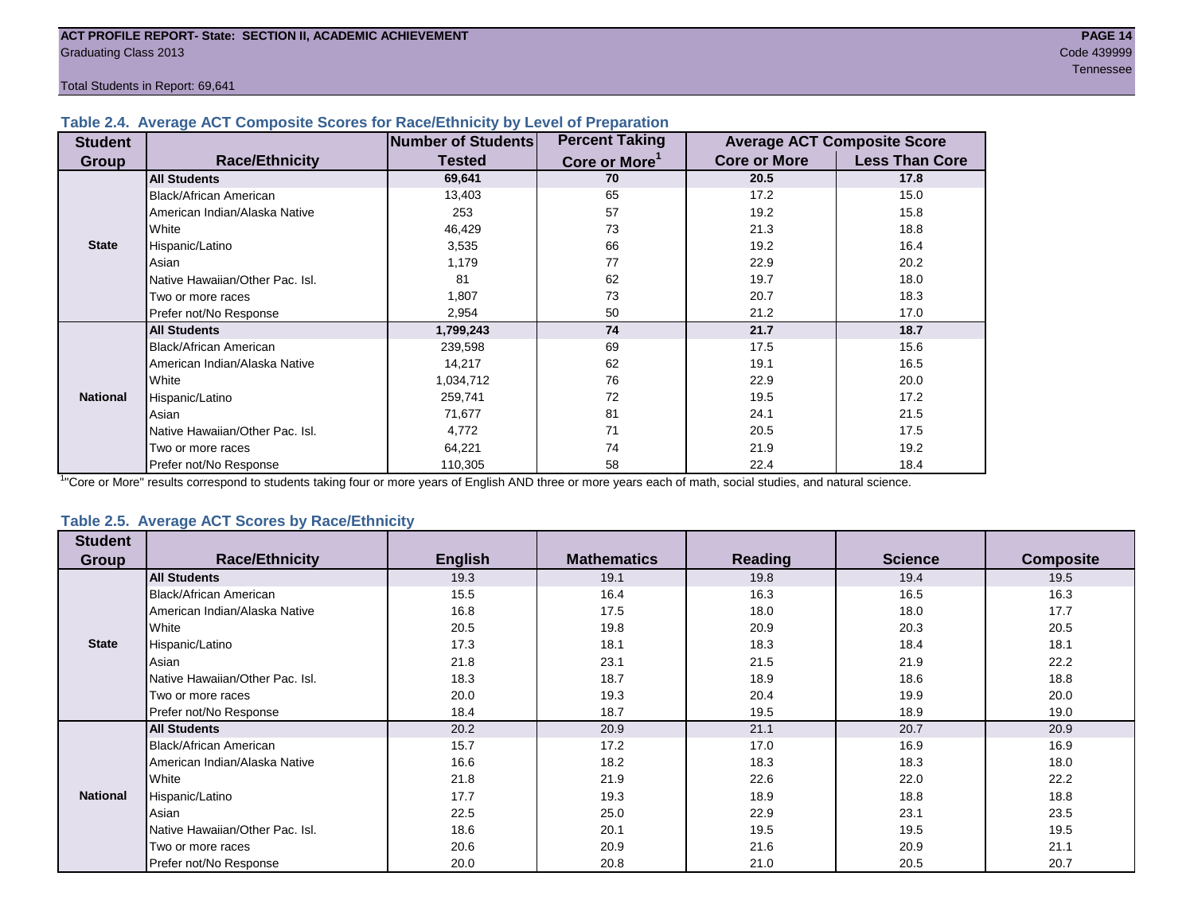## Table 2.4. Average ACT Composite Scores for Race/Ethnicity by Level of Preparation

| Student Group | Race/Ethnicity | Number of Students Tested | Percent Taking Core or More[1] | Average ACT Composite Score: Core or More | Average ACT Composite Score: Less Than Core |
|---|---|---|---|---|---|
| State | **All Students** | **69,641** | **70** | **20.5** | **17.8** |
| | Black/African American | 13,403 | 65 | 17.2 | 15.0 |
| | American Indian/Alaska Native | 253 | 57 | 19.2 | 15.8 |
| | White | 46,429 | 73 | 21.3 | 18.8 |
| | Hispanic/Latino | 3,535 | 66 | 19.2 | 16.4 |
| | Asian | 1,179 | 77 | 22.9 | 20.2 |
| | Native Hawaiian/Other Pac. Isl. | 81 | 62 | 19.7 | 18.0 |
| | Two or more races | 1,807 | 73 | 20.7 | 18.3 |
| | Prefer not/No Response | 2,954 | 50 | 21.2 | 17.0 |
| National | **All Students** | **1,799,243** | **74** | **21.7** | **18.7** |
| | Black/African American | 239,598 | 69 | 17.5 | 15.6 |
| | American Indian/Alaska Native | 14,217 | 62 | 19.1 | 16.5 |
| | White | 1,034,712 | 76 | 22.9 | 20.0 |
| | Hispanic/Latino | 259,741 | 72 | 19.5 | 17.2 |
| | Asian | 71,677 | 81 | 24.1 | 21.5 |
| | Native Hawaiian/Other Pac. Isl. | 4,772 | 71 | 20.5 | 17.5 |
| | Two or more races | 64,221 | 74 | 21.9 | 19.2 |
| | Prefer not/No Response | 110,305 | 58 | 22.4 | 18.4 |

[1]"Core or More" results correspond to students taking four or more years of English AND three or more years each of math, social studies, and natural science.

## Table 2.5. Average ACT Scores by Race/Ethnicity

| Student Group | Race/Ethnicity | English | Mathematics | Reading | Science | Composite |
|---|---|---|---|---|---|---|
| State | **All Students** | 19.3 | 19.1 | 19.8 | 19.4 | 19.5 |
| | Black/African American | 15.5 | 16.4 | 16.3 | 16.5 | 16.3 |
| | American Indian/Alaska Native | 16.8 | 17.5 | 18.0 | 18.0 | 17.7 |
| | White | 20.5 | 19.8 | 20.9 | 20.3 | 20.5 |
| | Hispanic/Latino | 17.3 | 18.1 | 18.3 | 18.4 | 18.1 |
| | Asian | 21.8 | 23.1 | 21.5 | 21.9 | 22.2 |
| | Native Hawaiian/Other Pac. Isl. | 18.3 | 18.7 | 18.9 | 18.6 | 18.8 |
| | Two or more races | 20.0 | 19.3 | 20.4 | 19.9 | 20.0 |
| | Prefer not/No Response | 18.4 | 18.7 | 19.5 | 18.9 | 19.0 |
| National | **All Students** | 20.2 | 20.9 | 21.1 | 20.7 | 20.9 |
| | Black/African American | 15.7 | 17.2 | 17.0 | 16.9 | 16.9 |
| | American Indian/Alaska Native | 16.6 | 18.2 | 18.3 | 18.3 | 18.0 |
| | White | 21.8 | 21.9 | 22.6 | 22.0 | 22.2 |
| | Hispanic/Latino | 17.7 | 19.3 | 18.9 | 18.8 | 18.8 |
| | Asian | 22.5 | 25.0 | 22.9 | 23.1 | 23.5 |
| | Native Hawaiian/Other Pac. Isl. | 18.6 | 20.1 | 19.5 | 19.5 | 19.5 |
| | Two or more races | 20.6 | 20.9 | 21.6 | 20.9 | 21.1 |
| | Prefer not/No Response | 20.0 | 20.8 | 21.0 | 20.5 | 20.7 |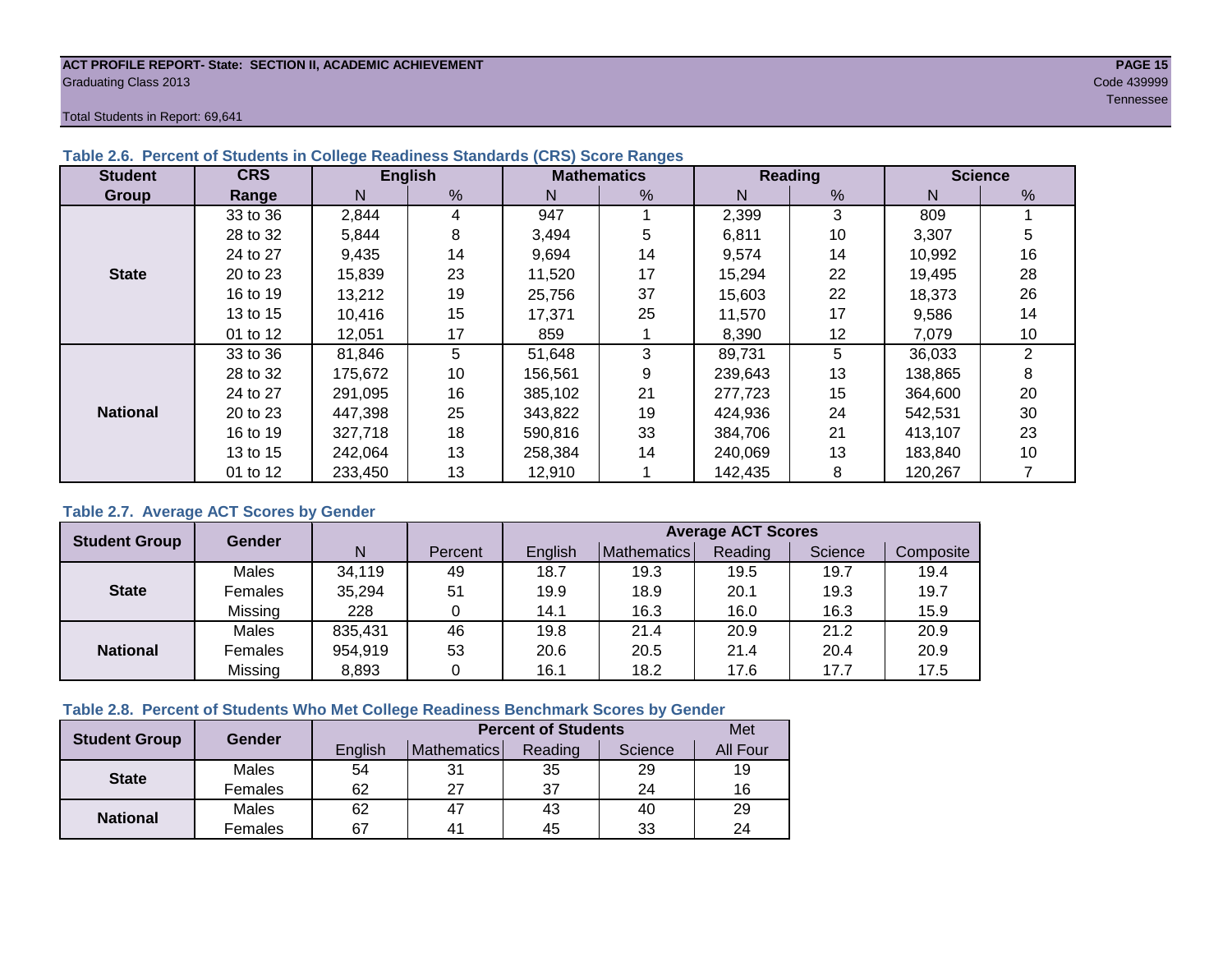**ACT PROFILE REPORT- State: SECTION II, ACADEMIC ACHIEVEMENT**
Graduating Class 2013

Code 439999
Tennessee

Total Students in Report: 69,641

### Table 2.6. Percent of Students in College Readiness Standards (CRS) Score Ranges

| Student Group | CRS Range | English | | Mathematics | | Reading | | Science | |
|---|---|---|---|---|---|---|---|---|---|
| | | N | % | N | % | N | % | N | % |
| State | 33 to 36 | 2,844 | 4 | 947 | 1 | 2,399 | 3 | 809 | 1 |
| | 28 to 32 | 5,844 | 8 | 3,494 | 5 | 6,811 | 10 | 3,307 | 5 |
| | 24 to 27 | 9,435 | 14 | 9,694 | 14 | 9,574 | 14 | 10,992 | 16 |
| | 20 to 23 | 15,839 | 23 | 11,520 | 17 | 15,294 | 22 | 19,495 | 28 |
| | 16 to 19 | 13,212 | 19 | 25,756 | 37 | 15,603 | 22 | 18,373 | 26 |
| | 13 to 15 | 10,416 | 15 | 17,371 | 25 | 11,570 | 17 | 9,586 | 14 |
| | 01 to 12 | 12,051 | 17 | 859 | 1 | 8,390 | 12 | 7,079 | 10 |
| National | 33 to 36 | 81,846 | 5 | 51,648 | 3 | 89,731 | 5 | 36,033 | 2 |
| | 28 to 32 | 175,672 | 10 | 156,561 | 9 | 239,643 | 13 | 138,865 | 8 |
| | 24 to 27 | 291,095 | 16 | 385,102 | 21 | 277,723 | 15 | 364,600 | 20 |
| | 20 to 23 | 447,398 | 25 | 343,822 | 19 | 424,936 | 24 | 542,531 | 30 |
| | 16 to 19 | 327,718 | 18 | 590,816 | 33 | 384,706 | 21 | 413,107 | 23 |
| | 13 to 15 | 242,064 | 13 | 258,384 | 14 | 240,069 | 13 | 183,840 | 10 |
| | 01 to 12 | 233,450 | 13 | 12,910 | 1 | 142,435 | 8 | 120,267 | 7 |

### Table 2.7. Average ACT Scores by Gender

| Student Group | Gender | N | Percent | Average ACT Scores | | | | |
|---|---|---|---|---|---|---|---|---|
| | | | | English | Mathematics | Reading | Science | Composite |
| State | Males | 34,119 | 49 | 18.7 | 19.3 | 19.5 | 19.7 | 19.4 |
| | Females | 35,294 | 51 | 19.9 | 18.9 | 20.1 | 19.3 | 19.7 |
| | Missing | 228 | 0 | 14.1 | 16.3 | 16.0 | 16.3 | 15.9 |
| National | Males | 835,431 | 46 | 19.8 | 21.4 | 20.9 | 21.2 | 20.9 |
| | Females | 954,919 | 53 | 20.6 | 20.5 | 21.4 | 20.4 | 20.9 |
| | Missing | 8,893 | 0 | 16.1 | 18.2 | 17.6 | 17.7 | 17.5 |

### Table 2.8. Percent of Students Who Met College Readiness Benchmark Scores by Gender

| Student Group | Gender | Percent of Students | | | | Met |
|---|---|---|---|---|---|---|
| | | English | Mathematics | Reading | Science | All Four |
| State | Males | 54 | 31 | 35 | 29 | 19 |
| | Females | 62 | 27 | 37 | 24 | 16 |
| National | Males | 62 | 47 | 43 | 40 | 29 |
| | Females | 67 | 41 | 45 | 33 | 24 |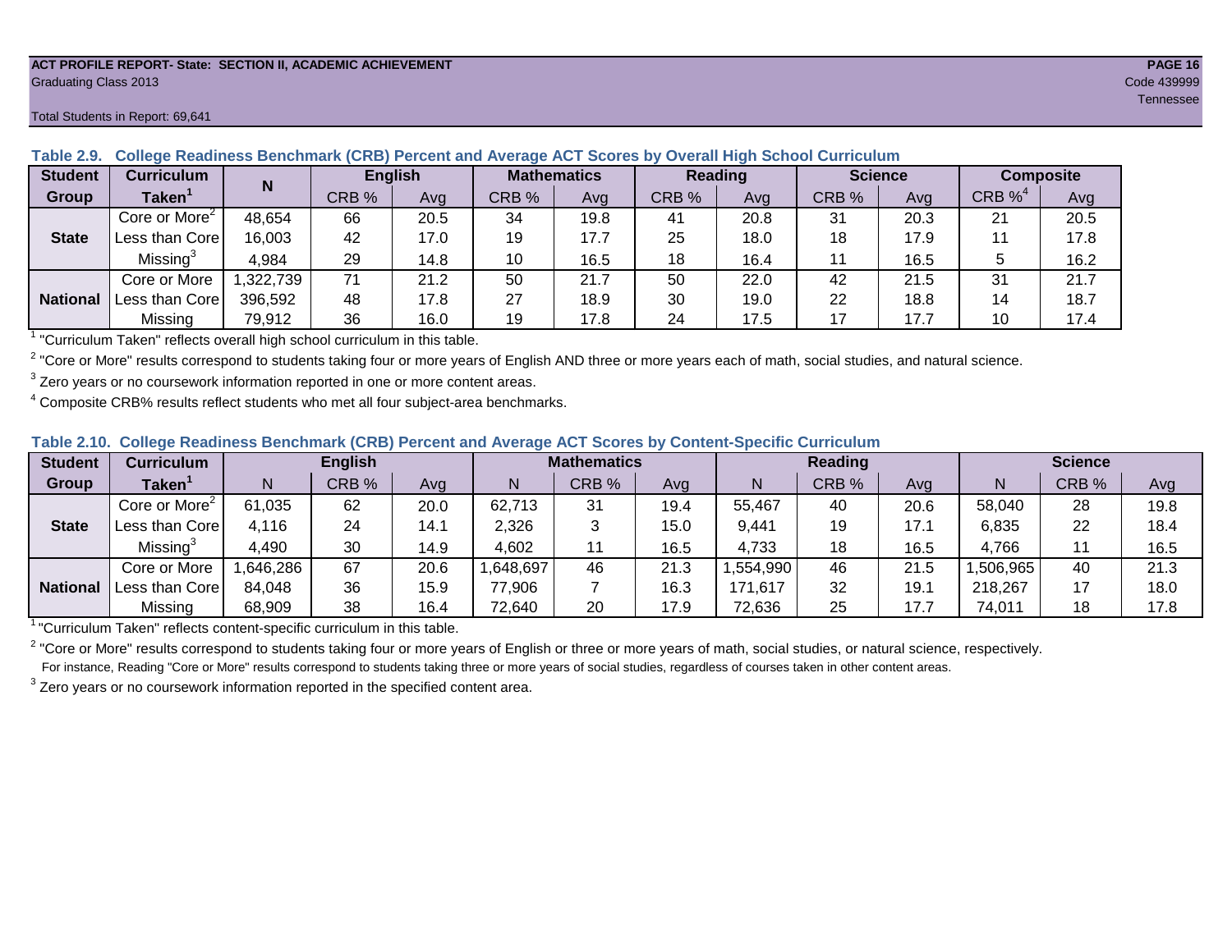ACT PROFILE REPORT- State: SECTION II, ACADEMIC ACHIEVEMENT
Graduating Class 2013

Code 439999
Tennessee

Total Students in Report: 69,641

**Table 2.9. College Readiness Benchmark (CRB) Percent and Average ACT Scores by Overall High School Curriculum**

| Student Group | Curriculum Taken[1] | N | English | | Mathematics | | Reading | | Science | | Composite | |
|---|---|---|---|---|---|---|---|---|---|---|---|---|
| | | | CRB % | Avg | CRB % | Avg | CRB % | Avg | CRB % | Avg | CRB %[4] | Avg |
| State | Core or More[2] | 48,654 | 66 | 20.5 | 34 | 19.8 | 41 | 20.8 | 31 | 20.3 | 21 | 20.5 |
| | Less than Core | 16,003 | 42 | 17.0 | 19 | 17.7 | 25 | 18.0 | 18 | 17.9 | 11 | 17.8 |
| | Missing[3] | 4,984 | 29 | 14.8 | 10 | 16.5 | 18 | 16.4 | 11 | 16.5 | 5 | 16.2 |
| National | Core or More | 1,322,739 | 71 | 21.2 | 50 | 21.7 | 50 | 22.0 | 42 | 21.5 | 31 | 21.7 |
| | Less than Core | 396,592 | 48 | 17.8 | 27 | 18.9 | 30 | 19.0 | 22 | 18.8 | 14 | 18.7 |
| | Missing | 79,912 | 36 | 16.0 | 19 | 17.8 | 24 | 17.5 | 17 | 17.7 | 10 | 17.4 |

[1] "Curriculum Taken" reflects overall high school curriculum in this table.

[2] "Core or More" results correspond to students taking four or more years of English AND three or more years each of math, social studies, and natural science.

[3] Zero years or no coursework information reported in one or more content areas.

[4] Composite CRB% results reflect students who met all four subject-area benchmarks.

**Table 2.10. College Readiness Benchmark (CRB) Percent and Average ACT Scores by Content-Specific Curriculum**

| Student Group | Curriculum Taken[1] | English | | | Mathematics | | | Reading | | | Science | | |
|---|---|---|---|---|---|---|---|---|---|---|---|---|---|
| | | N | CRB % | Avg | N | CRB % | Avg | N | CRB % | Avg | N | CRB % | Avg |
| State | Core or More[2] | 61,035 | 62 | 20.0 | 62,713 | 31 | 19.4 | 55,467 | 40 | 20.6 | 58,040 | 28 | 19.8 |
| | Less than Core | 4,116 | 24 | 14.1 | 2,326 | 3 | 15.0 | 9,441 | 19 | 17.1 | 6,835 | 22 | 18.4 |
| | Missing[3] | 4,490 | 30 | 14.9 | 4,602 | 11 | 16.5 | 4,733 | 18 | 16.5 | 4,766 | 11 | 16.5 |
| National | Core or More | 1,646,286 | 67 | 20.6 | 1,648,697 | 46 | 21.3 | 1,554,990 | 46 | 21.5 | 1,506,965 | 40 | 21.3 |
| | Less than Core | 84,048 | 36 | 15.9 | 77,906 | 7 | 16.3 | 171,617 | 32 | 19.1 | 218,267 | 17 | 18.0 |
| | Missing | 68,909 | 38 | 16.4 | 72,640 | 20 | 17.9 | 72,636 | 25 | 17.7 | 74,011 | 18 | 17.8 |

[1] "Curriculum Taken" reflects content-specific curriculum in this table.

[2] "Core or More" results correspond to students taking four or more years of English or three or more years of math, social studies, or natural science, respectively. For instance, Reading "Core or More" results correspond to students taking three or more years of social studies, regardless of courses taken in other content areas.

[3] Zero years or no coursework information reported in the specified content area.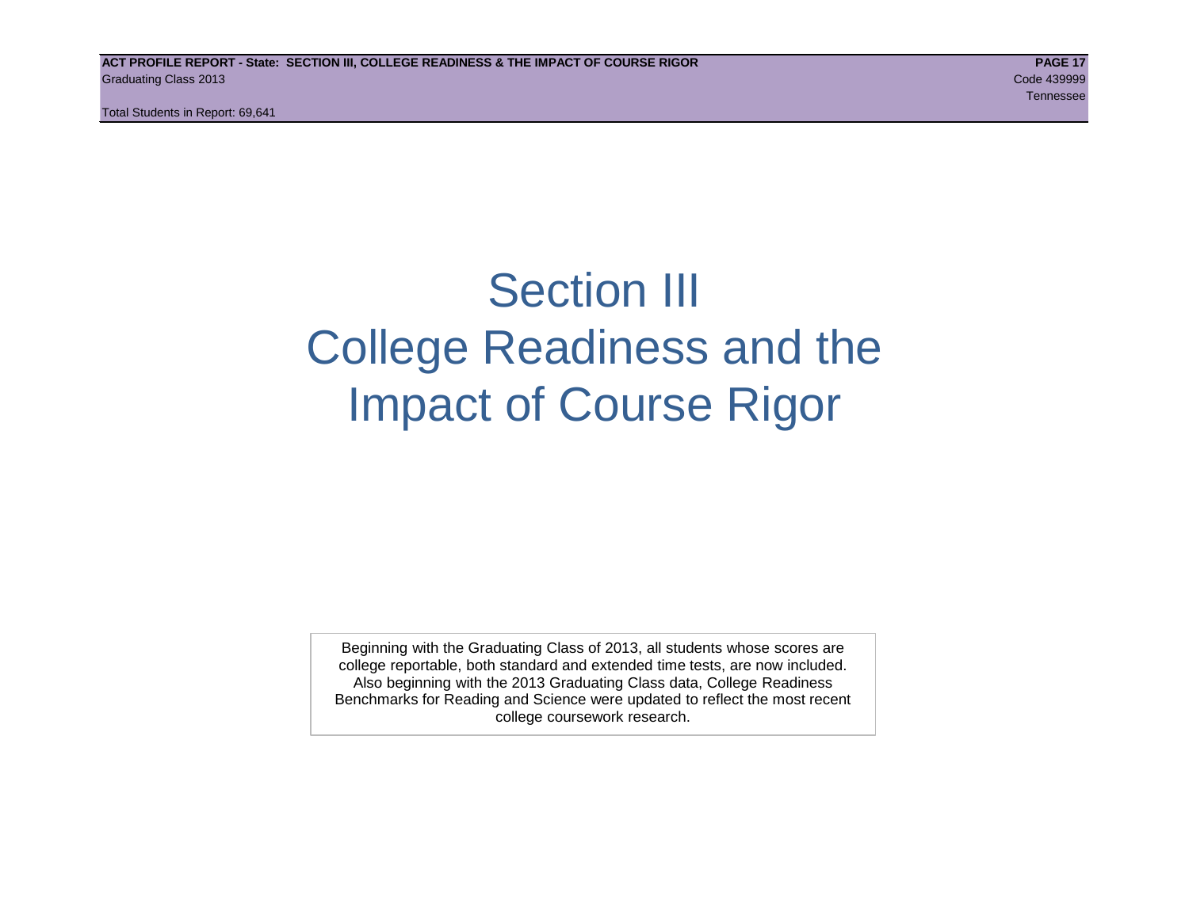# Section III College Readiness and the Impact of Course Rigor

Beginning with the Graduating Class of 2013, all students whose scores are college reportable, both standard and extended time tests, are now included. Also beginning with the 2013 Graduating Class data, College Readiness Benchmarks for Reading and Science were updated to reflect the most recent college coursework research.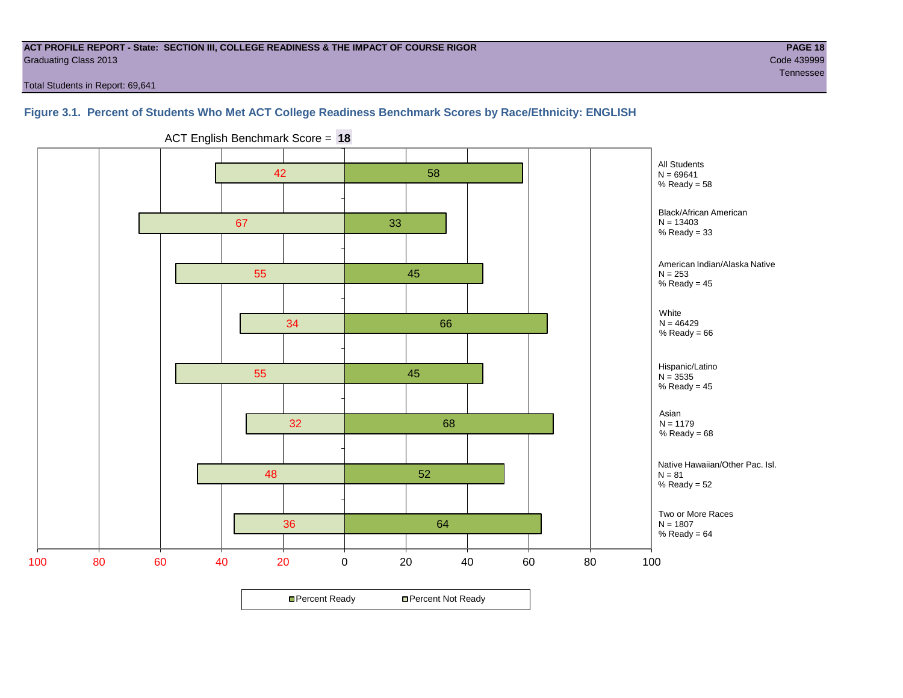**ACT PROFILE REPORT - State: SECTION III, COLLEGE READINESS & THE IMPACT OF COURSE RIGOR**
Graduating Class 2013
Code 439999
Tennessee

Total Students in Report: 69,641

## Figure 3.1. Percent of Students Who Met ACT College Readiness Benchmark Scores by Race/Ethnicity: ENGLISH

ACT English Benchmark Score = **18**

| Group | N | Percent Not Ready | Percent Ready |
|---|---|---|---|
| All Students | 69641 | 42 | 58 |
| Black/African American | 13403 | 67 | 33 |
| American Indian/Alaska Native | 253 | 55 | 45 |
| White | 46429 | 34 | 66 |
| Hispanic/Latino | 3535 | 55 | 45 |
| Asian | 1179 | 32 | 68 |
| Native Hawaiian/Other Pac. Isl. | 81 | 48 | 52 |
| Two or More Races | 1807 | 36 | 64 |

Percent Ready | Percent Not Ready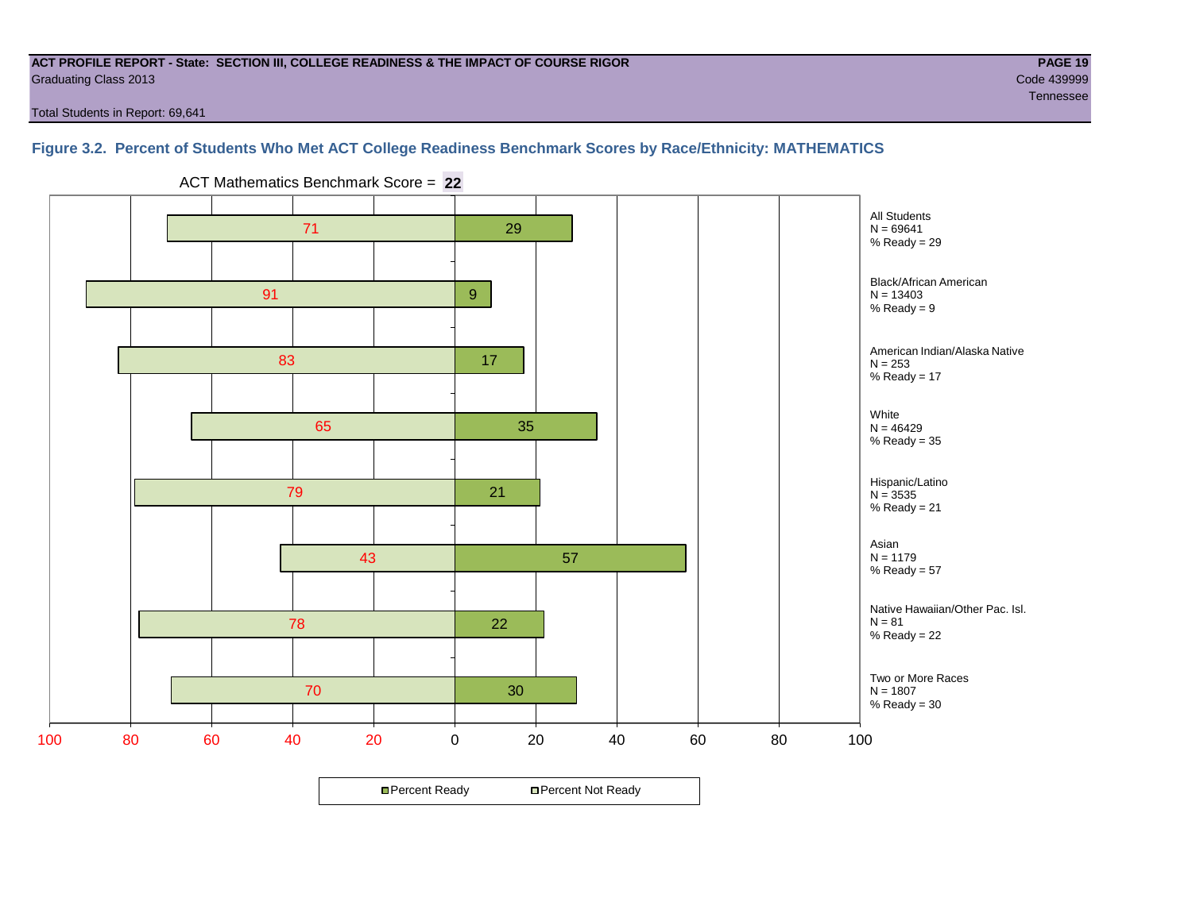**ACT PROFILE REPORT - State: SECTION III, COLLEGE READINESS & THE IMPACT OF COURSE RIGOR**
Graduating Class 2013
Code 439999
Tennessee

Total Students in Report: 69,641

## Figure 3.2. Percent of Students Who Met ACT College Readiness Benchmark Scores by Race/Ethnicity: MATHEMATICS

ACT Mathematics Benchmark Score = **22**

| Group | N | Percent Not Ready | Percent Ready |
|---|---|---|---|
| All Students | 69641 | 71 | 29 |
| Black/African American | 13403 | 91 | 9 |
| American Indian/Alaska Native | 253 | 83 | 17 |
| White | 46429 | 65 | 35 |
| Hispanic/Latino | 3535 | 79 | 21 |
| Asian | 1179 | 43 | 57 |
| Native Hawaiian/Other Pac. Isl. | 81 | 78 | 22 |
| Two or More Races | 1807 | 70 | 30 |

All Students
N = 69641
% Ready = 29

Black/African American
N = 13403
% Ready = 9

American Indian/Alaska Native
N = 253
% Ready = 17

White
N = 46429
% Ready = 35

Hispanic/Latino
N = 3535
% Ready = 21

Asian
N = 1179
% Ready = 57

Native Hawaiian/Other Pac. Isl.
N = 81
% Ready = 22

Two or More Races
N = 1807
% Ready = 30

Percent Ready | Percent Not Ready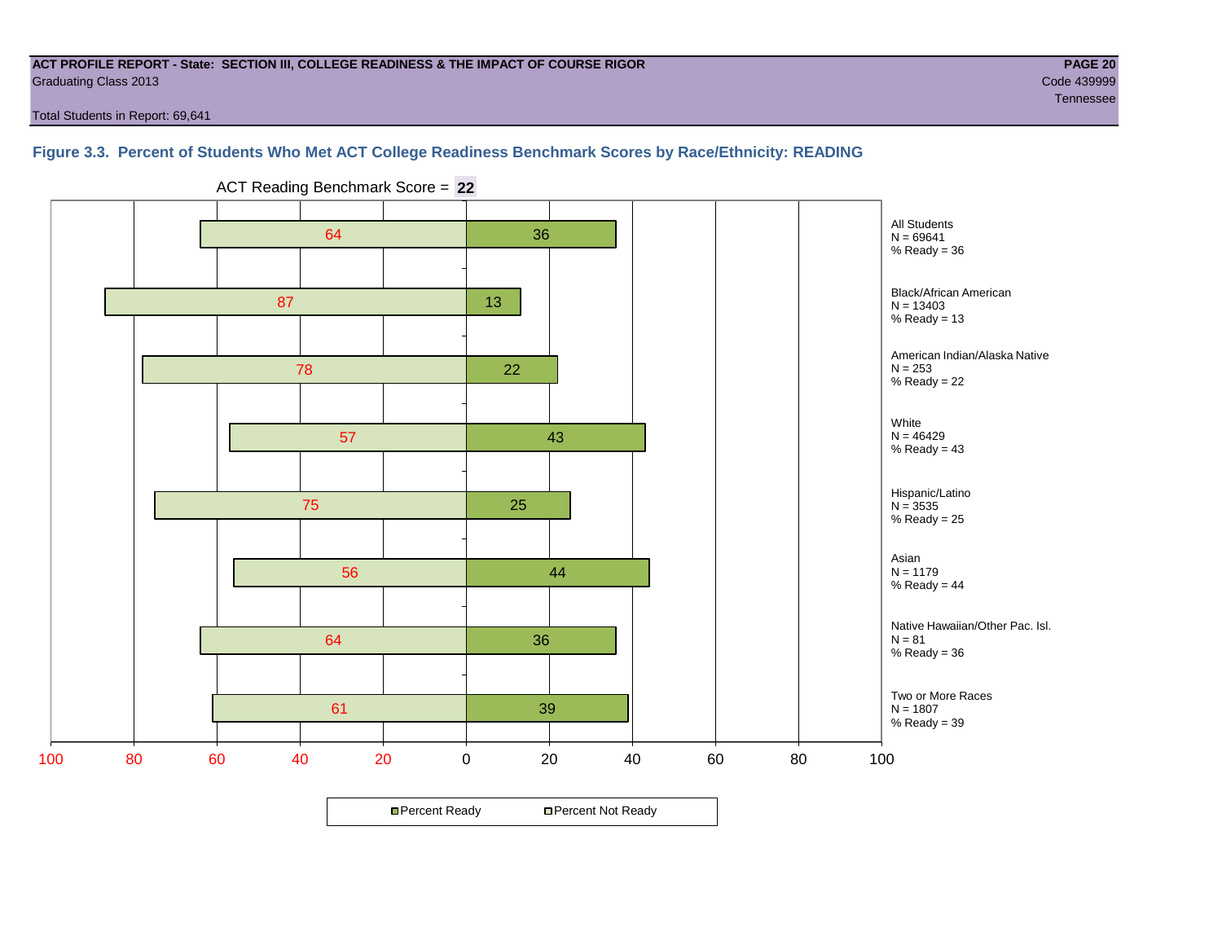**ACT PROFILE REPORT - State: SECTION III, COLLEGE READINESS & THE IMPACT OF COURSE RIGOR**
Graduating Class 2013

Code 439999
Tennessee

Total Students in Report: 69,641

### Figure 3.3. Percent of Students Who Met ACT College Readiness Benchmark Scores by Race/Ethnicity: READING

ACT Reading Benchmark Score = **22**

| Group | N | Percent Not Ready | Percent Ready |
|---|---|---|---|
| All Students | 69641 | 64 | 36 |
| Black/African American | 13403 | 87 | 13 |
| American Indian/Alaska Native | 253 | 78 | 22 |
| White | 46429 | 57 | 43 |
| Hispanic/Latino | 3535 | 75 | 25 |
| Asian | 1179 | 56 | 44 |
| Native Hawaiian/Other Pac. Isl. | 81 | 64 | 36 |
| Two or More Races | 1807 | 61 | 39 |

Percent Ready / Percent Not Ready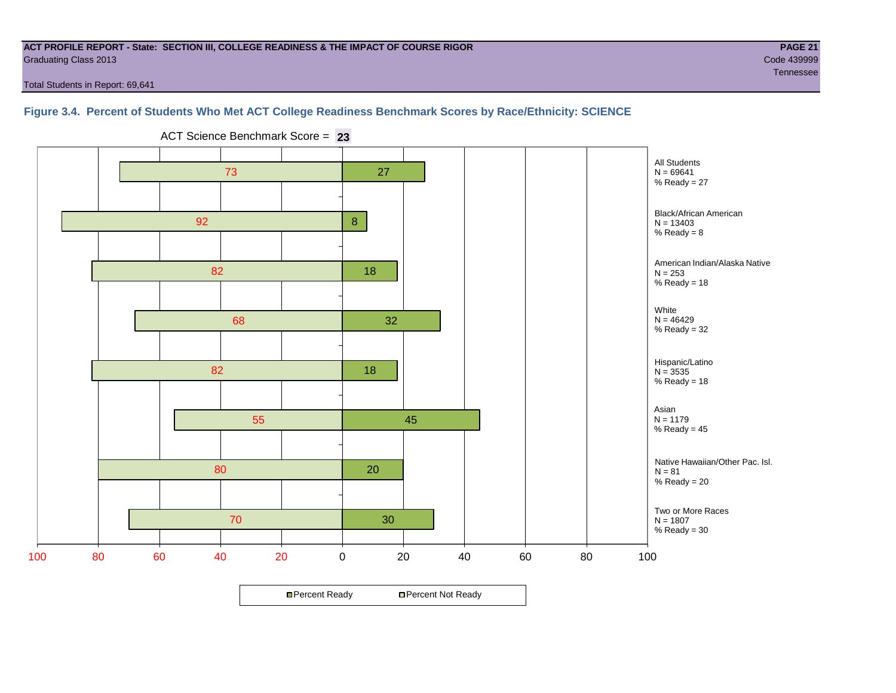ACT PROFILE REPORT - State: SECTION III, COLLEGE READINESS & THE IMPACT OF COURSE RIGOR

Graduating Class 2013

Code 439999

Tennessee

Total Students in Report: 69,641

**Figure 3.4. Percent of Students Who Met ACT College Readiness Benchmark Scores by Race/Ethnicity: SCIENCE**

ACT Science Benchmark Score = **23**

| Group | N | Percent Not Ready | Percent Ready |
|---|---|---|---|
| All Students | 69641 | 73 | 27 |
| Black/African American | 13403 | 92 | 8 |
| American Indian/Alaska Native | 253 | 82 | 18 |
| White | 46429 | 68 | 32 |
| Hispanic/Latino | 3535 | 82 | 18 |
| Asian | 1179 | 55 | 45 |
| Native Hawaiian/Other Pac. Isl. | 81 | 80 | 20 |
| Two or More Races | 1807 | 70 | 30 |

Percent Ready / Percent Not Ready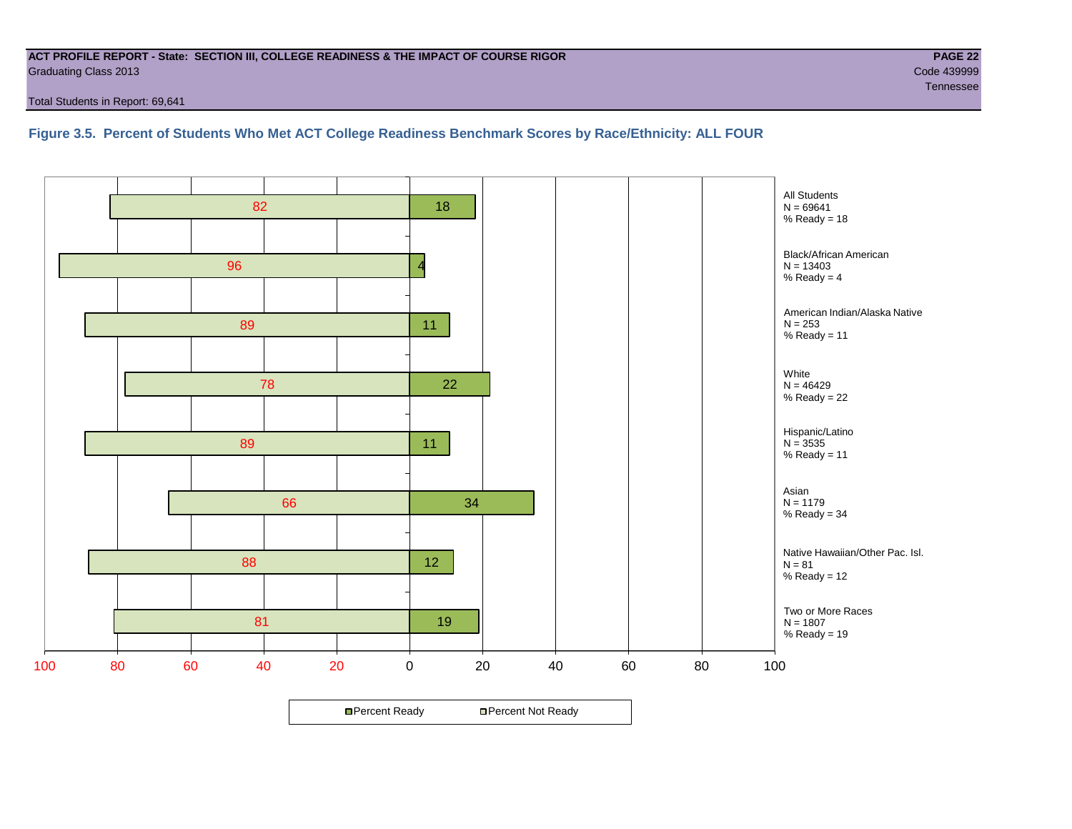**ACT PROFILE REPORT - State: SECTION III, COLLEGE READINESS & THE IMPACT OF COURSE RIGOR**

Graduating Class 2013

Code 439999

Tennessee

Total Students in Report: 69,641

### Figure 3.5. Percent of Students Who Met ACT College Readiness Benchmark Scores by Race/Ethnicity: ALL FOUR

| Group | N | Percent Not Ready | Percent Ready |
|---|---|---|---|
| All Students | 69641 | 82 | 18 |
| Black/African American | 13403 | 96 | 4 |
| American Indian/Alaska Native | 253 | 89 | 11 |
| White | 46429 | 78 | 22 |
| Hispanic/Latino | 3535 | 89 | 11 |
| Asian | 1179 | 66 | 34 |
| Native Hawaiian/Other Pac. Isl. | 81 | 88 | 12 |
| Two or More Races | 1807 | 81 | 19 |

Percent Ready | Percent Not Ready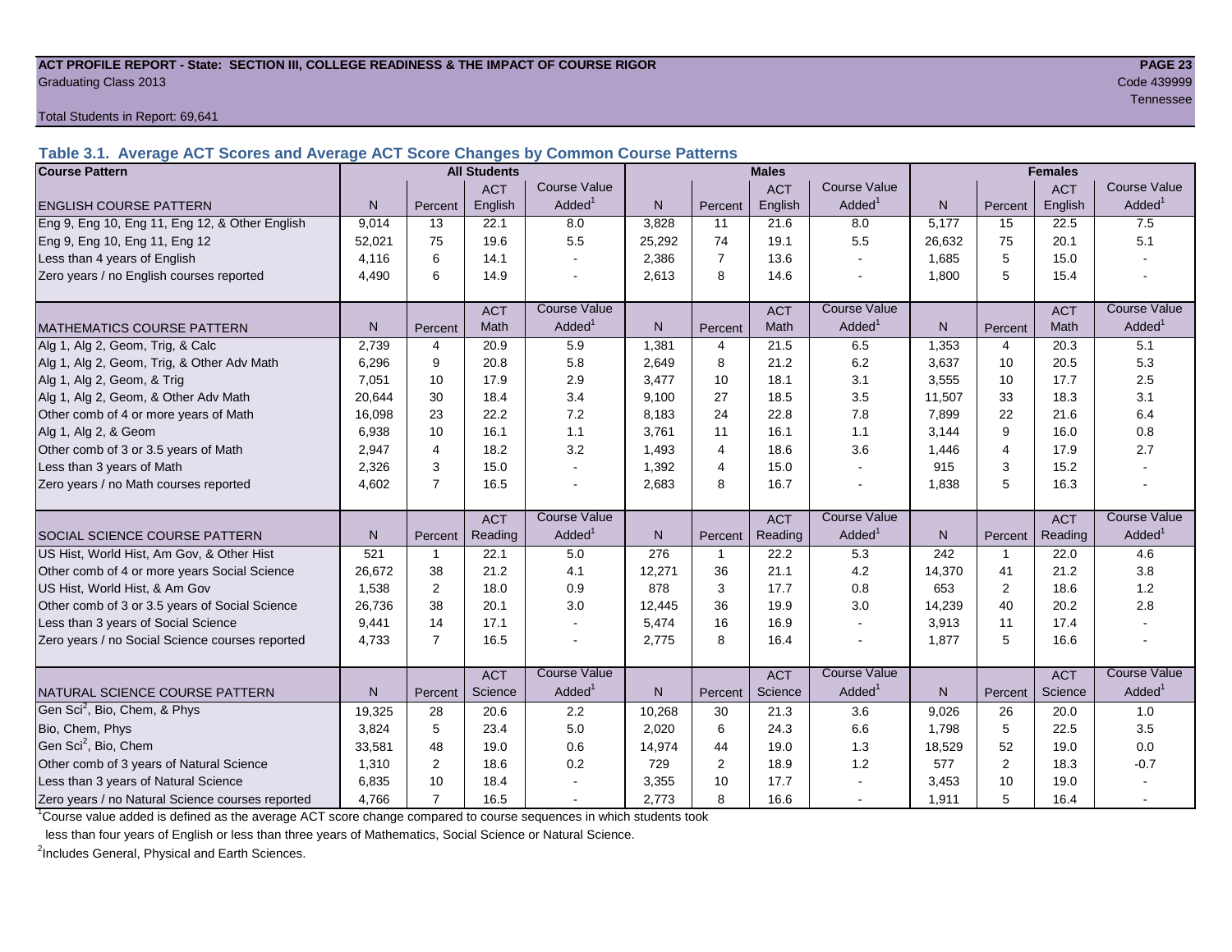**ACT PROFILE REPORT - State: SECTION III, COLLEGE READINESS & THE IMPACT OF COURSE RIGOR**

Graduating Class 2013

Code 439999

Tennessee

Total Students in Report: 69,641

### Table 3.1. Average ACT Scores and Average ACT Score Changes by Common Course Patterns

| Course Pattern | All Students | | | | Males | | | | Females | | | |
|---|---|---|---|---|---|---|---|---|---|---|---|---|
| ENGLISH COURSE PATTERN | N | Percent | ACT English | Course Value Added[1] | N | Percent | ACT English | Course Value Added[1] | N | Percent | ACT English | Course Value Added[1] |
| Eng 9, Eng 10, Eng 11, Eng 12, & Other English | 9,014 | 13 | 22.1 | 8.0 | 3,828 | 11 | 21.6 | 8.0 | 5,177 | 15 | 22.5 | 7.5 |
| Eng 9, Eng 10, Eng 11, Eng 12 | 52,021 | 75 | 19.6 | 5.5 | 25,292 | 74 | 19.1 | 5.5 | 26,632 | 75 | 20.1 | 5.1 |
| Less than 4 years of English | 4,116 | 6 | 14.1 | - | 2,386 | 7 | 13.6 | - | 1,685 | 5 | 15.0 | - |
| Zero years / no English courses reported | 4,490 | 6 | 14.9 | - | 2,613 | 8 | 14.6 | - | 1,800 | 5 | 15.4 | - |
| MATHEMATICS COURSE PATTERN | N | Percent | ACT Math | Course Value Added[1] | N | Percent | ACT Math | Course Value Added[1] | N | Percent | ACT Math | Course Value Added[1] |
| Alg 1, Alg 2, Geom, Trig, & Calc | 2,739 | 4 | 20.9 | 5.9 | 1,381 | 4 | 21.5 | 6.5 | 1,353 | 4 | 20.3 | 5.1 |
| Alg 1, Alg 2, Geom, Trig, & Other Adv Math | 6,296 | 9 | 20.8 | 5.8 | 2,649 | 8 | 21.2 | 6.2 | 3,637 | 10 | 20.5 | 5.3 |
| Alg 1, Alg 2, Geom, & Trig | 7,051 | 10 | 17.9 | 2.9 | 3,477 | 10 | 18.1 | 3.1 | 3,555 | 10 | 17.7 | 2.5 |
| Alg 1, Alg 2, Geom, & Other Adv Math | 20,644 | 30 | 18.4 | 3.4 | 9,100 | 27 | 18.5 | 3.5 | 11,507 | 33 | 18.3 | 3.1 |
| Other comb of 4 or more years of Math | 16,098 | 23 | 22.2 | 7.2 | 8,183 | 24 | 22.8 | 7.8 | 7,899 | 22 | 21.6 | 6.4 |
| Alg 1, Alg 2, & Geom | 6,938 | 10 | 16.1 | 1.1 | 3,761 | 11 | 16.1 | 1.1 | 3,144 | 9 | 16.0 | 0.8 |
| Other comb of 3 or 3.5 years of Math | 2,947 | 4 | 18.2 | 3.2 | 1,493 | 4 | 18.6 | 3.6 | 1,446 | 4 | 17.9 | 2.7 |
| Less than 3 years of Math | 2,326 | 3 | 15.0 | - | 1,392 | 4 | 15.0 | - | 915 | 3 | 15.2 | - |
| Zero years / no Math courses reported | 4,602 | 7 | 16.5 | - | 2,683 | 8 | 16.7 | - | 1,838 | 5 | 16.3 | - |
| SOCIAL SCIENCE COURSE PATTERN | N | Percent | ACT Reading | Course Value Added[1] | N | Percent | ACT Reading | Course Value Added[1] | N | Percent | ACT Reading | Course Value Added[1] |
| US Hist, World Hist, Am Gov, & Other Hist | 521 | 1 | 22.1 | 5.0 | 276 | 1 | 22.2 | 5.3 | 242 | 1 | 22.0 | 4.6 |
| Other comb of 4 or more years Social Science | 26,672 | 38 | 21.2 | 4.1 | 12,271 | 36 | 21.1 | 4.2 | 14,370 | 41 | 21.2 | 3.8 |
| US Hist, World Hist, & Am Gov | 1,538 | 2 | 18.0 | 0.9 | 878 | 3 | 17.7 | 0.8 | 653 | 2 | 18.6 | 1.2 |
| Other comb of 3 or 3.5 years of Social Science | 26,736 | 38 | 20.1 | 3.0 | 12,445 | 36 | 19.9 | 3.0 | 14,239 | 40 | 20.2 | 2.8 |
| Less than 3 years of Social Science | 9,441 | 14 | 17.1 | - | 5,474 | 16 | 16.9 | - | 3,913 | 11 | 17.4 | - |
| Zero years / no Social Science courses reported | 4,733 | 7 | 16.5 | - | 2,775 | 8 | 16.4 | - | 1,877 | 5 | 16.6 | - |
| NATURAL SCIENCE COURSE PATTERN | N | Percent | ACT Science | Course Value Added[1] | N | Percent | ACT Science | Course Value Added[1] | N | Percent | ACT Science | Course Value Added[1] |
| Gen Sci[2], Bio, Chem, & Phys | 19,325 | 28 | 20.6 | 2.2 | 10,268 | 30 | 21.3 | 3.6 | 9,026 | 26 | 20.0 | 1.0 |
| Bio, Chem, Phys | 3,824 | 5 | 23.4 | 5.0 | 2,020 | 6 | 24.3 | 6.6 | 1,798 | 5 | 22.5 | 3.5 |
| Gen Sci[2], Bio, Chem | 33,581 | 48 | 19.0 | 0.6 | 14,974 | 44 | 19.0 | 1.3 | 18,529 | 52 | 19.0 | 0.0 |
| Other comb of 3 years of Natural Science | 1,310 | 2 | 18.6 | 0.2 | 729 | 2 | 18.9 | 1.2 | 577 | 2 | 18.3 | -0.7 |
| Less than 3 years of Natural Science | 6,835 | 10 | 18.4 | - | 3,355 | 10 | 17.7 | - | 3,453 | 10 | 19.0 | - |
| Zero years / no Natural Science courses reported | 4,766 | 7 | 16.5 | - | 2,773 | 8 | 16.6 | - | 1,911 | 5 | 16.4 | - |

[1]Course value added is defined as the average ACT score change compared to course sequences in which students took less than four years of English or less than three years of Mathematics, Social Science or Natural Science.

[2]Includes General, Physical and Earth Sciences.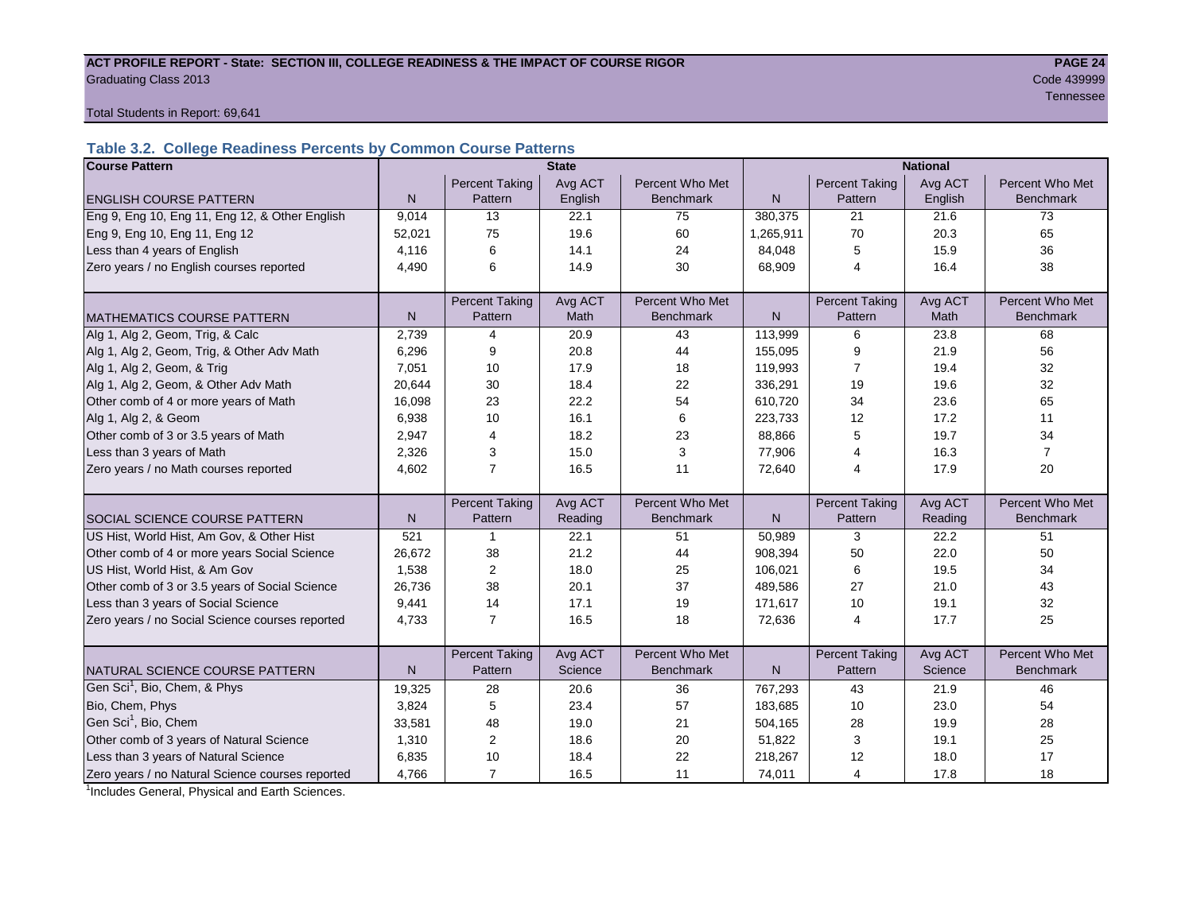# ACT PROFILE REPORT - State: SECTION III, COLLEGE READINESS & THE IMPACT OF COURSE RIGOR

Graduating Class 2013

Code 439999

Tennessee

Total Students in Report: 69,641

## Table 3.2. College Readiness Percents by Common Course Patterns

| Course Pattern | State | | | | National | | | |
|---|---|---|---|---|---|---|---|---|
| ENGLISH COURSE PATTERN | N | Percent Taking Pattern | Avg ACT English | Percent Who Met Benchmark | N | Percent Taking Pattern | Avg ACT English | Percent Who Met Benchmark |
| Eng 9, Eng 10, Eng 11, Eng 12, & Other English | 9,014 | 13 | 22.1 | 75 | 380,375 | 21 | 21.6 | 73 |
| Eng 9, Eng 10, Eng 11, Eng 12 | 52,021 | 75 | 19.6 | 60 | 1,265,911 | 70 | 20.3 | 65 |
| Less than 4 years of English | 4,116 | 6 | 14.1 | 24 | 84,048 | 5 | 15.9 | 36 |
| Zero years / no English courses reported | 4,490 | 6 | 14.9 | 30 | 68,909 | 4 | 16.4 | 38 |
| MATHEMATICS COURSE PATTERN | N | Percent Taking Pattern | Avg ACT Math | Percent Who Met Benchmark | N | Percent Taking Pattern | Avg ACT Math | Percent Who Met Benchmark |
| Alg 1, Alg 2, Geom, Trig, & Calc | 2,739 | 4 | 20.9 | 43 | 113,999 | 6 | 23.8 | 68 |
| Alg 1, Alg 2, Geom, Trig, & Other Adv Math | 6,296 | 9 | 20.8 | 44 | 155,095 | 9 | 21.9 | 56 |
| Alg 1, Alg 2, Geom, & Trig | 7,051 | 10 | 17.9 | 18 | 119,993 | 7 | 19.4 | 32 |
| Alg 1, Alg 2, Geom, & Other Adv Math | 20,644 | 30 | 18.4 | 22 | 336,291 | 19 | 19.6 | 32 |
| Other comb of 4 or more years of Math | 16,098 | 23 | 22.2 | 54 | 610,720 | 34 | 23.6 | 65 |
| Alg 1, Alg 2, & Geom | 6,938 | 10 | 16.1 | 6 | 223,733 | 12 | 17.2 | 11 |
| Other comb of 3 or 3.5 years of Math | 2,947 | 4 | 18.2 | 23 | 88,866 | 5 | 19.7 | 34 |
| Less than 3 years of Math | 2,326 | 3 | 15.0 | 3 | 77,906 | 4 | 16.3 | 7 |
| Zero years / no Math courses reported | 4,602 | 7 | 16.5 | 11 | 72,640 | 4 | 17.9 | 20 |
| SOCIAL SCIENCE COURSE PATTERN | N | Percent Taking Pattern | Avg ACT Reading | Percent Who Met Benchmark | N | Percent Taking Pattern | Avg ACT Reading | Percent Who Met Benchmark |
| US Hist, World Hist, Am Gov, & Other Hist | 521 | 1 | 22.1 | 51 | 50,989 | 3 | 22.2 | 51 |
| Other comb of 4 or more years Social Science | 26,672 | 38 | 21.2 | 44 | 908,394 | 50 | 22.0 | 50 |
| US Hist, World Hist, & Am Gov | 1,538 | 2 | 18.0 | 25 | 106,021 | 6 | 19.5 | 34 |
| Other comb of 3 or 3.5 years of Social Science | 26,736 | 38 | 20.1 | 37 | 489,586 | 27 | 21.0 | 43 |
| Less than 3 years of Social Science | 9,441 | 14 | 17.1 | 19 | 171,617 | 10 | 19.1 | 32 |
| Zero years / no Social Science courses reported | 4,733 | 7 | 16.5 | 18 | 72,636 | 4 | 17.7 | 25 |
| NATURAL SCIENCE COURSE PATTERN | N | Percent Taking Pattern | Avg ACT Science | Percent Who Met Benchmark | N | Percent Taking Pattern | Avg ACT Science | Percent Who Met Benchmark |
| Gen Sci[1], Bio, Chem, & Phys | 19,325 | 28 | 20.6 | 36 | 767,293 | 43 | 21.9 | 46 |
| Bio, Chem, Phys | 3,824 | 5 | 23.4 | 57 | 183,685 | 10 | 23.0 | 54 |
| Gen Sci[1], Bio, Chem | 33,581 | 48 | 19.0 | 21 | 504,165 | 28 | 19.9 | 28 |
| Other comb of 3 years of Natural Science | 1,310 | 2 | 18.6 | 20 | 51,822 | 3 | 19.1 | 25 |
| Less than 3 years of Natural Science | 6,835 | 10 | 18.4 | 22 | 218,267 | 12 | 18.0 | 17 |
| Zero years / no Natural Science courses reported | 4,766 | 7 | 16.5 | 11 | 74,011 | 4 | 17.8 | 18 |

[1]Includes General, Physical and Earth Sciences.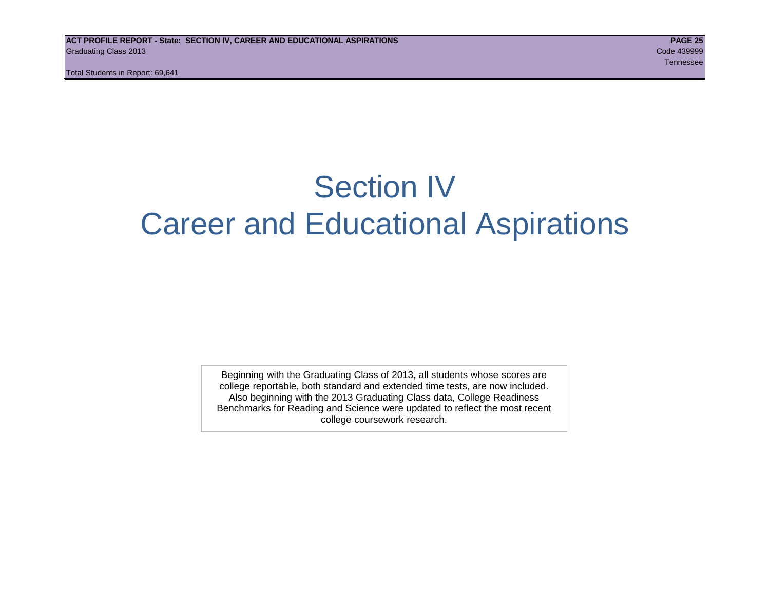# Section IV
# Career and Educational Aspirations

Beginning with the Graduating Class of 2013, all students whose scores are college reportable, both standard and extended time tests, are now included. Also beginning with the 2013 Graduating Class data, College Readiness Benchmarks for Reading and Science were updated to reflect the most recent college coursework research.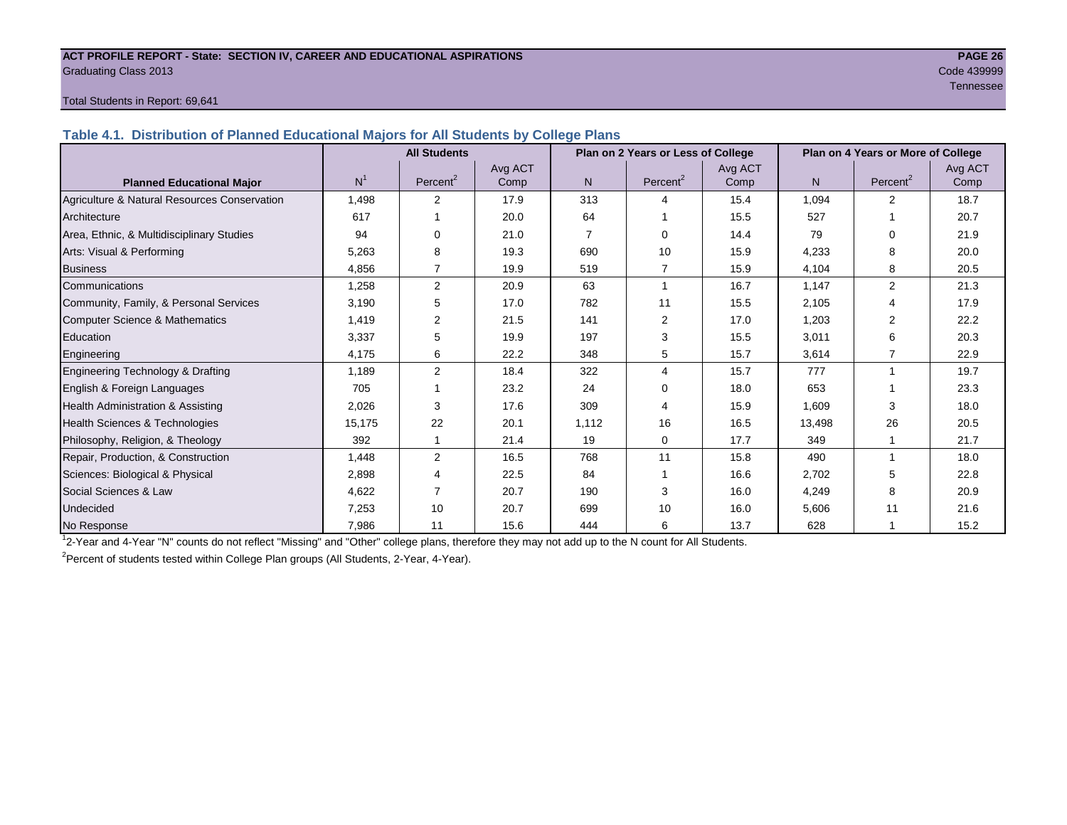**ACT PROFILE REPORT - State: SECTION IV, CAREER AND EDUCATIONAL ASPIRATIONS**
Graduating Class 2013
Code 439999
Tennessee

Total Students in Report: 69,641

## Table 4.1. Distribution of Planned Educational Majors for All Students by College Plans

| Planned Educational Major | All Students | | | Plan on 2 Years or Less of College | | | Plan on 4 Years or More of College | | |
|---|---|---|---|---|---|---|---|---|---|
| | N[1] | Percent[2] | Avg ACT Comp | N | Percent[2] | Avg ACT Comp | N | Percent[2] | Avg ACT Comp |
| Agriculture & Natural Resources Conservation | 1,498 | 2 | 17.9 | 313 | 4 | 15.4 | 1,094 | 2 | 18.7 |
| Architecture | 617 | 1 | 20.0 | 64 | 1 | 15.5 | 527 | 1 | 20.7 |
| Area, Ethnic, & Multidisciplinary Studies | 94 | 0 | 21.0 | 7 | 0 | 14.4 | 79 | 0 | 21.9 |
| Arts: Visual & Performing | 5,263 | 8 | 19.3 | 690 | 10 | 15.9 | 4,233 | 8 | 20.0 |
| Business | 4,856 | 7 | 19.9 | 519 | 7 | 15.9 | 4,104 | 8 | 20.5 |
| Communications | 1,258 | 2 | 20.9 | 63 | 1 | 16.7 | 1,147 | 2 | 21.3 |
| Community, Family, & Personal Services | 3,190 | 5 | 17.0 | 782 | 11 | 15.5 | 2,105 | 4 | 17.9 |
| Computer Science & Mathematics | 1,419 | 2 | 21.5 | 141 | 2 | 17.0 | 1,203 | 2 | 22.2 |
| Education | 3,337 | 5 | 19.9 | 197 | 3 | 15.5 | 3,011 | 6 | 20.3 |
| Engineering | 4,175 | 6 | 22.2 | 348 | 5 | 15.7 | 3,614 | 7 | 22.9 |
| Engineering Technology & Drafting | 1,189 | 2 | 18.4 | 322 | 4 | 15.7 | 777 | 1 | 19.7 |
| English & Foreign Languages | 705 | 1 | 23.2 | 24 | 0 | 18.0 | 653 | 1 | 23.3 |
| Health Administration & Assisting | 2,026 | 3 | 17.6 | 309 | 4 | 15.9 | 1,609 | 3 | 18.0 |
| Health Sciences & Technologies | 15,175 | 22 | 20.1 | 1,112 | 16 | 16.5 | 13,498 | 26 | 20.5 |
| Philosophy, Religion, & Theology | 392 | 1 | 21.4 | 19 | 0 | 17.7 | 349 | 1 | 21.7 |
| Repair, Production, & Construction | 1,448 | 2 | 16.5 | 768 | 11 | 15.8 | 490 | 1 | 18.0 |
| Sciences: Biological & Physical | 2,898 | 4 | 22.5 | 84 | 1 | 16.6 | 2,702 | 5 | 22.8 |
| Social Sciences & Law | 4,622 | 7 | 20.7 | 190 | 3 | 16.0 | 4,249 | 8 | 20.9 |
| Undecided | 7,253 | 10 | 20.7 | 699 | 10 | 16.0 | 5,606 | 11 | 21.6 |
| No Response | 7,986 | 11 | 15.6 | 444 | 6 | 13.7 | 628 | 1 | 15.2 |

[1]2-Year and 4-Year "N" counts do not reflect "Missing" and "Other" college plans, therefore they may not add up to the N count for All Students.

[2]Percent of students tested within College Plan groups (All Students, 2-Year, 4-Year).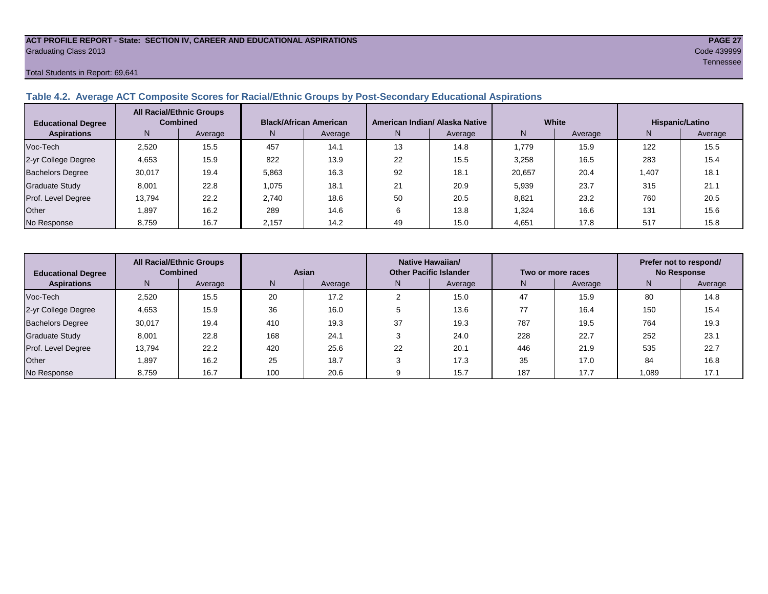ACT PROFILE REPORT - State: SECTION IV, CAREER AND EDUCATIONAL ASPIRATIONS

Graduating Class 2013

Code 439999

Tennessee

Total Students in Report: 69,641

### Table 4.2. Average ACT Composite Scores for Racial/Ethnic Groups by Post-Secondary Educational Aspirations

| Educational Degree Aspirations | All Racial/Ethnic Groups Combined | | Black/African American | | American Indian/ Alaska Native | | White | | Hispanic/Latino | |
|---|---|---|---|---|---|---|---|---|---|---|
| | N | Average | N | Average | N | Average | N | Average | N | Average |
| Voc-Tech | 2,520 | 15.5 | 457 | 14.1 | 13 | 14.8 | 1,779 | 15.9 | 122 | 15.5 |
| 2-yr College Degree | 4,653 | 15.9 | 822 | 13.9 | 22 | 15.5 | 3,258 | 16.5 | 283 | 15.4 |
| Bachelors Degree | 30,017 | 19.4 | 5,863 | 16.3 | 92 | 18.1 | 20,657 | 20.4 | 1,407 | 18.1 |
| Graduate Study | 8,001 | 22.8 | 1,075 | 18.1 | 21 | 20.9 | 5,939 | 23.7 | 315 | 21.1 |
| Prof. Level Degree | 13,794 | 22.2 | 2,740 | 18.6 | 50 | 20.5 | 8,821 | 23.2 | 760 | 20.5 |
| Other | 1,897 | 16.2 | 289 | 14.6 | 6 | 13.8 | 1,324 | 16.6 | 131 | 15.6 |
| No Response | 8,759 | 16.7 | 2,157 | 14.2 | 49 | 15.0 | 4,651 | 17.8 | 517 | 15.8 |

| Educational Degree Aspirations | All Racial/Ethnic Groups Combined | | Asian | | Native Hawaiian/ Other Pacific Islander | | Two or more races | | Prefer not to respond/ No Response | |
|---|---|---|---|---|---|---|---|---|---|---|
| | N | Average | N | Average | N | Average | N | Average | N | Average |
| Voc-Tech | 2,520 | 15.5 | 20 | 17.2 | 2 | 15.0 | 47 | 15.9 | 80 | 14.8 |
| 2-yr College Degree | 4,653 | 15.9 | 36 | 16.0 | 5 | 13.6 | 77 | 16.4 | 150 | 15.4 |
| Bachelors Degree | 30,017 | 19.4 | 410 | 19.3 | 37 | 19.3 | 787 | 19.5 | 764 | 19.3 |
| Graduate Study | 8,001 | 22.8 | 168 | 24.1 | 3 | 24.0 | 228 | 22.7 | 252 | 23.1 |
| Prof. Level Degree | 13,794 | 22.2 | 420 | 25.6 | 22 | 20.1 | 446 | 21.9 | 535 | 22.7 |
| Other | 1,897 | 16.2 | 25 | 18.7 | 3 | 17.3 | 35 | 17.0 | 84 | 16.8 |
| No Response | 8,759 | 16.7 | 100 | 20.6 | 9 | 15.7 | 187 | 17.7 | 1,089 | 17.1 |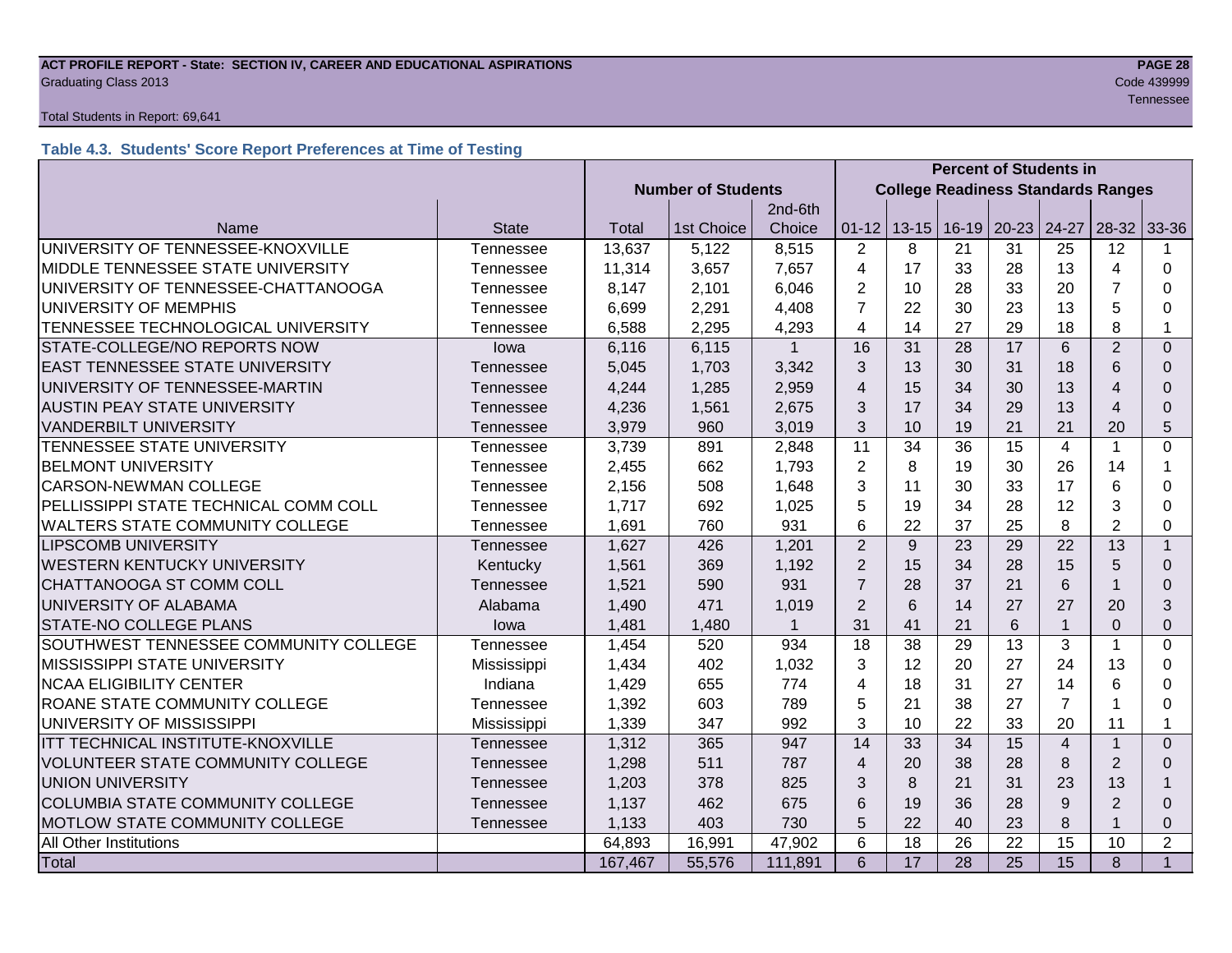**ACT PROFILE REPORT - State: SECTION IV, CAREER AND EDUCATIONAL ASPIRATIONS**
Graduating Class 2013
Code 439999
Tennessee

Total Students in Report: 69,641

### Table 4.3. Students' Score Report Preferences at Time of Testing

| | | Number of Students | | | Percent of Students in College Readiness Standards Ranges | | | | | | |
|---|---|---|---|---|---|---|---|---|---|---|---|
| Name | State | Total | 1st Choice | 2nd-6th Choice | 01-12 | 13-15 | 16-19 | 20-23 | 24-27 | 28-32 | 33-36 |
| UNIVERSITY OF TENNESSEE-KNOXVILLE | Tennessee | 13,637 | 5,122 | 8,515 | 2 | 8 | 21 | 31 | 25 | 12 | 1 |
| MIDDLE TENNESSEE STATE UNIVERSITY | Tennessee | 11,314 | 3,657 | 7,657 | 4 | 17 | 33 | 28 | 13 | 4 | 0 |
| UNIVERSITY OF TENNESSEE-CHATTANOOGA | Tennessee | 8,147 | 2,101 | 6,046 | 2 | 10 | 28 | 33 | 20 | 7 | 0 |
| UNIVERSITY OF MEMPHIS | Tennessee | 6,699 | 2,291 | 4,408 | 7 | 22 | 30 | 23 | 13 | 5 | 0 |
| TENNESSEE TECHNOLOGICAL UNIVERSITY | Tennessee | 6,588 | 2,295 | 4,293 | 4 | 14 | 27 | 29 | 18 | 8 | 1 |
| STATE-COLLEGE/NO REPORTS NOW | Iowa | 6,116 | 6,115 | 1 | 16 | 31 | 28 | 17 | 6 | 2 | 0 |
| EAST TENNESSEE STATE UNIVERSITY | Tennessee | 5,045 | 1,703 | 3,342 | 3 | 13 | 30 | 31 | 18 | 6 | 0 |
| UNIVERSITY OF TENNESSEE-MARTIN | Tennessee | 4,244 | 1,285 | 2,959 | 4 | 15 | 34 | 30 | 13 | 4 | 0 |
| AUSTIN PEAY STATE UNIVERSITY | Tennessee | 4,236 | 1,561 | 2,675 | 3 | 17 | 34 | 29 | 13 | 4 | 0 |
| VANDERBILT UNIVERSITY | Tennessee | 3,979 | 960 | 3,019 | 3 | 10 | 19 | 21 | 21 | 20 | 5 |
| TENNESSEE STATE UNIVERSITY | Tennessee | 3,739 | 891 | 2,848 | 11 | 34 | 36 | 15 | 4 | 1 | 0 |
| BELMONT UNIVERSITY | Tennessee | 2,455 | 662 | 1,793 | 2 | 8 | 19 | 30 | 26 | 14 | 1 |
| CARSON-NEWMAN COLLEGE | Tennessee | 2,156 | 508 | 1,648 | 3 | 11 | 30 | 33 | 17 | 6 | 0 |
| PELLISSIPPI STATE TECHNICAL COMM COLL | Tennessee | 1,717 | 692 | 1,025 | 5 | 19 | 34 | 28 | 12 | 3 | 0 |
| WALTERS STATE COMMUNITY COLLEGE | Tennessee | 1,691 | 760 | 931 | 6 | 22 | 37 | 25 | 8 | 2 | 0 |
| LIPSCOMB UNIVERSITY | Tennessee | 1,627 | 426 | 1,201 | 2 | 9 | 23 | 29 | 22 | 13 | 1 |
| WESTERN KENTUCKY UNIVERSITY | Kentucky | 1,561 | 369 | 1,192 | 2 | 15 | 34 | 28 | 15 | 5 | 0 |
| CHATTANOOGA ST COMM COLL | Tennessee | 1,521 | 590 | 931 | 7 | 28 | 37 | 21 | 6 | 1 | 0 |
| UNIVERSITY OF ALABAMA | Alabama | 1,490 | 471 | 1,019 | 2 | 6 | 14 | 27 | 27 | 20 | 3 |
| STATE-NO COLLEGE PLANS | Iowa | 1,481 | 1,480 | 1 | 31 | 41 | 21 | 6 | 1 | 0 | 0 |
| SOUTHWEST TENNESSEE COMMUNITY COLLEGE | Tennessee | 1,454 | 520 | 934 | 18 | 38 | 29 | 13 | 3 | 1 | 0 |
| MISSISSIPPI STATE UNIVERSITY | Mississippi | 1,434 | 402 | 1,032 | 3 | 12 | 20 | 27 | 24 | 13 | 0 |
| NCAA ELIGIBILITY CENTER | Indiana | 1,429 | 655 | 774 | 4 | 18 | 31 | 27 | 14 | 6 | 0 |
| ROANE STATE COMMUNITY COLLEGE | Tennessee | 1,392 | 603 | 789 | 5 | 21 | 38 | 27 | 7 | 1 | 0 |
| UNIVERSITY OF MISSISSIPPI | Mississippi | 1,339 | 347 | 992 | 3 | 10 | 22 | 33 | 20 | 11 | 1 |
| ITT TECHNICAL INSTITUTE-KNOXVILLE | Tennessee | 1,312 | 365 | 947 | 14 | 33 | 34 | 15 | 4 | 1 | 0 |
| VOLUNTEER STATE COMMUNITY COLLEGE | Tennessee | 1,298 | 511 | 787 | 4 | 20 | 38 | 28 | 8 | 2 | 0 |
| UNION UNIVERSITY | Tennessee | 1,203 | 378 | 825 | 3 | 8 | 21 | 31 | 23 | 13 | 1 |
| COLUMBIA STATE COMMUNITY COLLEGE | Tennessee | 1,137 | 462 | 675 | 6 | 19 | 36 | 28 | 9 | 2 | 0 |
| MOTLOW STATE COMMUNITY COLLEGE | Tennessee | 1,133 | 403 | 730 | 5 | 22 | 40 | 23 | 8 | 1 | 0 |
| All Other Institutions | | 64,893 | 16,991 | 47,902 | 6 | 18 | 26 | 22 | 15 | 10 | 2 |
| Total | | 167,467 | 55,576 | 111,891 | 6 | 17 | 28 | 25 | 15 | 8 | 1 |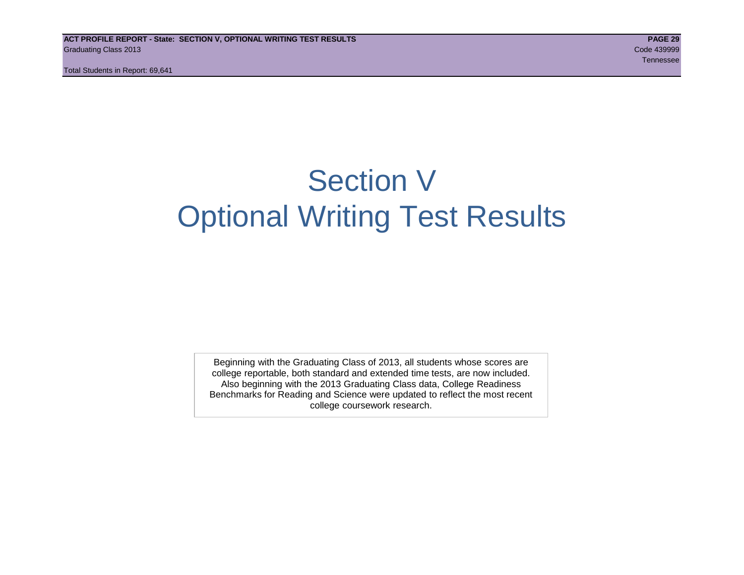# Section V
# Optional Writing Test Results

Beginning with the Graduating Class of 2013, all students whose scores are college reportable, both standard and extended time tests, are now included. Also beginning with the 2013 Graduating Class data, College Readiness Benchmarks for Reading and Science were updated to reflect the most recent college coursework research.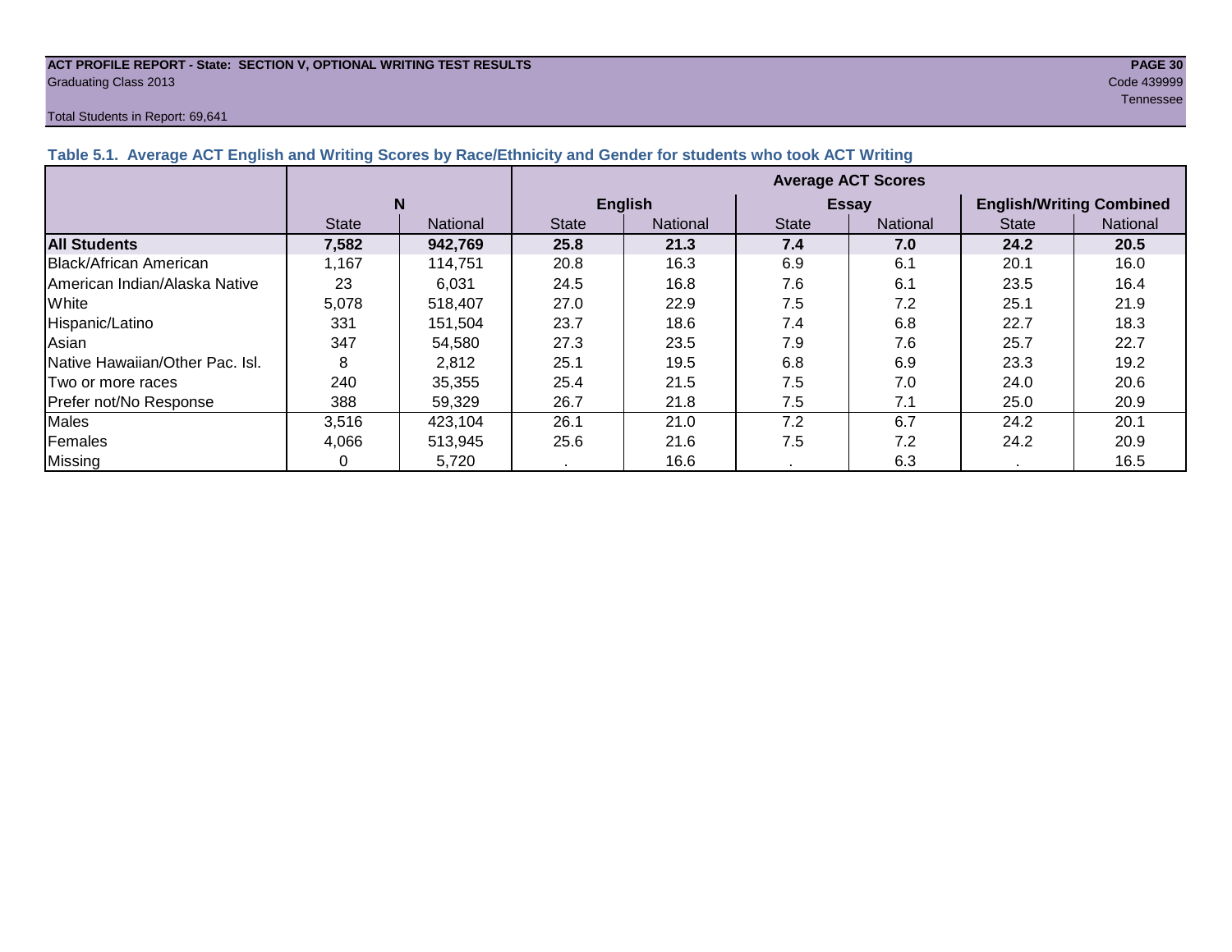**ACT PROFILE REPORT - State: SECTION V, OPTIONAL WRITING TEST RESULTS**
Graduating Class 2013

Code 439999
Tennessee

Total Students in Report: 69,641

### Table 5.1. Average ACT English and Writing Scores by Race/Ethnicity and Gender for students who took ACT Writing

| | N | | Average ACT Scores | | | | | |
|---|---|---|---|---|---|---|---|---|
| | | | English | | Essay | | English/Writing Combined | |
| | State | National | State | National | State | National | State | National |
| **All Students** | **7,582** | **942,769** | **25.8** | **21.3** | **7.4** | **7.0** | **24.2** | **20.5** |
| Black/African American | 1,167 | 114,751 | 20.8 | 16.3 | 6.9 | 6.1 | 20.1 | 16.0 |
| American Indian/Alaska Native | 23 | 6,031 | 24.5 | 16.8 | 7.6 | 6.1 | 23.5 | 16.4 |
| White | 5,078 | 518,407 | 27.0 | 22.9 | 7.5 | 7.2 | 25.1 | 21.9 |
| Hispanic/Latino | 331 | 151,504 | 23.7 | 18.6 | 7.4 | 6.8 | 22.7 | 18.3 |
| Asian | 347 | 54,580 | 27.3 | 23.5 | 7.9 | 7.6 | 25.7 | 22.7 |
| Native Hawaiian/Other Pac. Isl. | 8 | 2,812 | 25.1 | 19.5 | 6.8 | 6.9 | 23.3 | 19.2 |
| Two or more races | 240 | 35,355 | 25.4 | 21.5 | 7.5 | 7.0 | 24.0 | 20.6 |
| Prefer not/No Response | 388 | 59,329 | 26.7 | 21.8 | 7.5 | 7.1 | 25.0 | 20.9 |
| Males | 3,516 | 423,104 | 26.1 | 21.0 | 7.2 | 6.7 | 24.2 | 20.1 |
| Females | 4,066 | 513,945 | 25.6 | 21.6 | 7.5 | 7.2 | 24.2 | 20.9 |
| Missing | 0 | 5,720 | . | 16.6 | . | 6.3 | . | 16.5 |